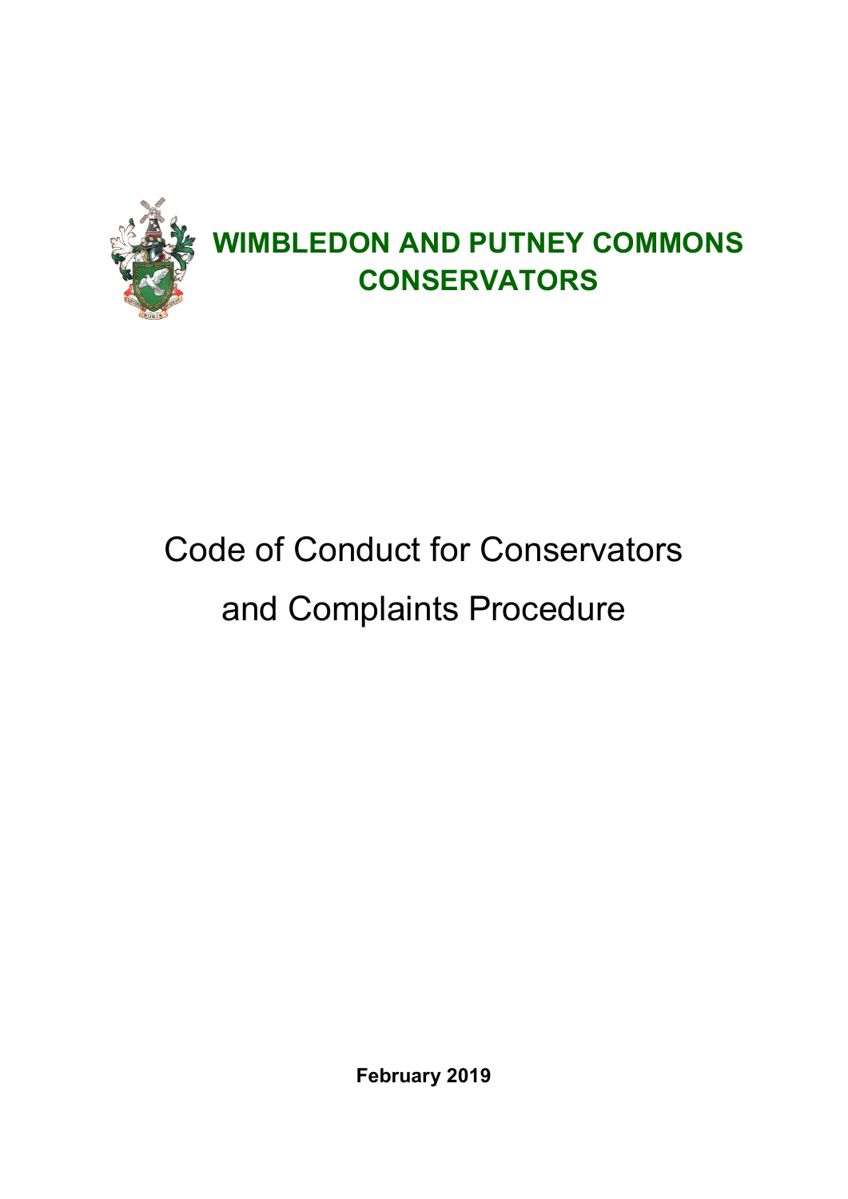# WIMBLEDON AND PUTNEY COMMONS CONSERVATORS

# Code of Conduct for Conservators and Complaints Procedure

**February 2019**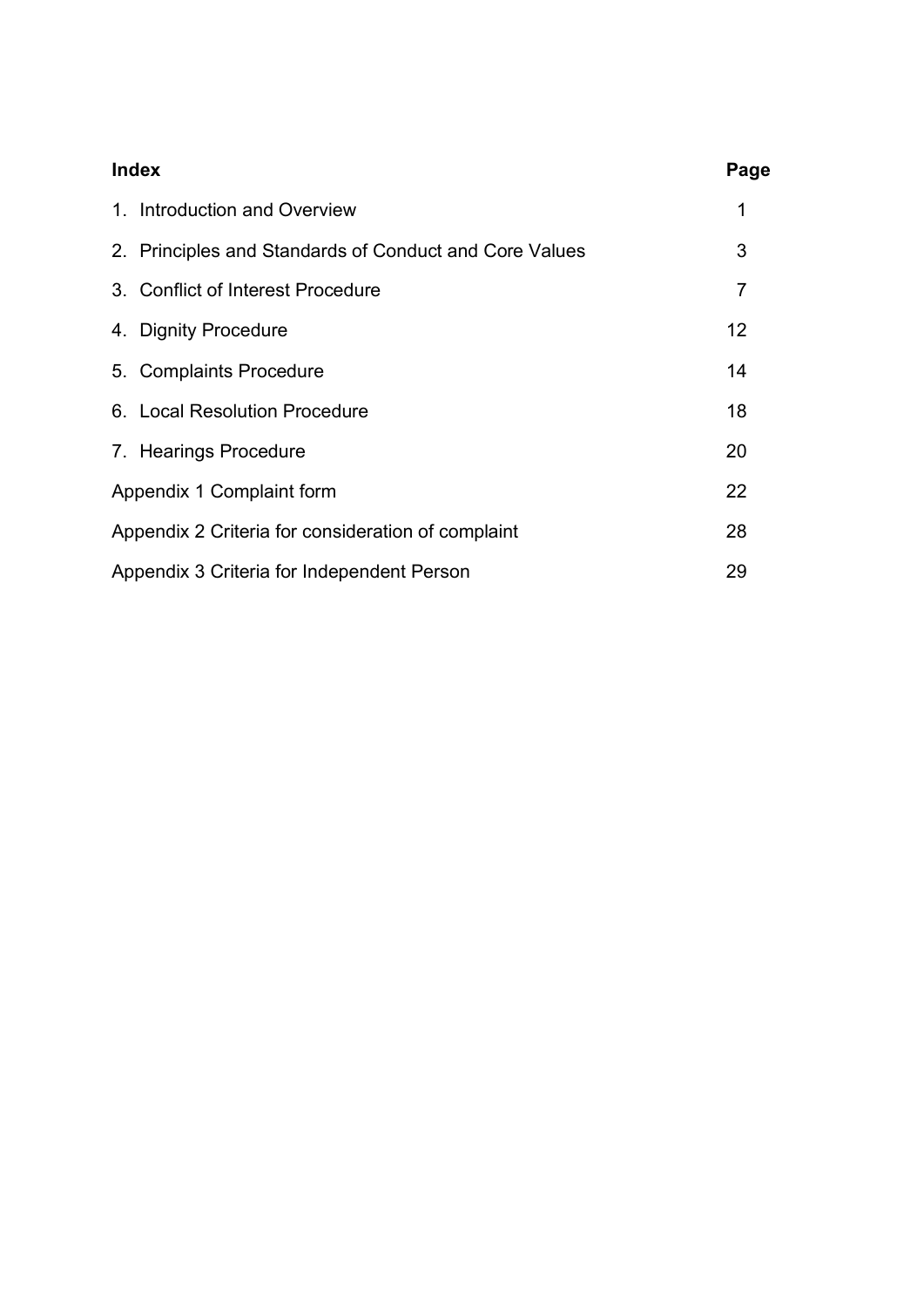| Index | Page |
| --- | --- |
| 1. Introduction and Overview | 1 |
| 2. Principles and Standards of Conduct and Core Values | 3 |
| 3. Conflict of Interest Procedure | 7 |
| 4. Dignity Procedure | 12 |
| 5. Complaints Procedure | 14 |
| 6. Local Resolution Procedure | 18 |
| 7. Hearings Procedure | 20 |
| Appendix 1 Complaint form | 22 |
| Appendix 2 Criteria for consideration of complaint | 28 |
| Appendix 3 Criteria for Independent Person | 29 |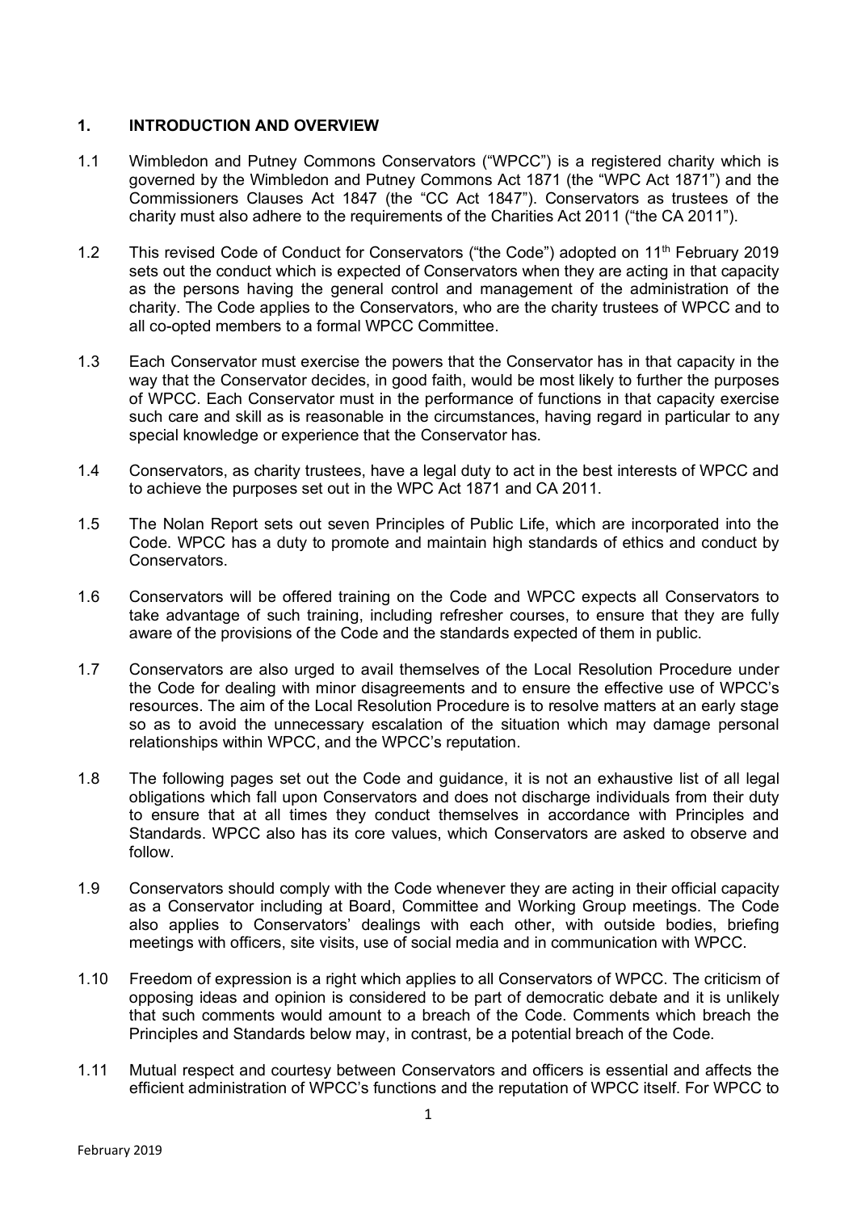## 1. INTRODUCTION AND OVERVIEW

1.1 Wimbledon and Putney Commons Conservators ("WPCC") is a registered charity which is governed by the Wimbledon and Putney Commons Act 1871 (the "WPC Act 1871") and the Commissioners Clauses Act 1847 (the "CC Act 1847"). Conservators as trustees of the charity must also adhere to the requirements of the Charities Act 2011 ("the CA 2011").

1.2 This revised Code of Conduct for Conservators ("the Code") adopted on 11th February 2019 sets out the conduct which is expected of Conservators when they are acting in that capacity as the persons having the general control and management of the administration of the charity. The Code applies to the Conservators, who are the charity trustees of WPCC and to all co-opted members to a formal WPCC Committee.

1.3 Each Conservator must exercise the powers that the Conservator has in that capacity in the way that the Conservator decides, in good faith, would be most likely to further the purposes of WPCC. Each Conservator must in the performance of functions in that capacity exercise such care and skill as is reasonable in the circumstances, having regard in particular to any special knowledge or experience that the Conservator has.

1.4 Conservators, as charity trustees, have a legal duty to act in the best interests of WPCC and to achieve the purposes set out in the WPC Act 1871 and CA 2011.

1.5 The Nolan Report sets out seven Principles of Public Life, which are incorporated into the Code. WPCC has a duty to promote and maintain high standards of ethics and conduct by Conservators.

1.6 Conservators will be offered training on the Code and WPCC expects all Conservators to take advantage of such training, including refresher courses, to ensure that they are fully aware of the provisions of the Code and the standards expected of them in public.

1.7 Conservators are also urged to avail themselves of the Local Resolution Procedure under the Code for dealing with minor disagreements and to ensure the effective use of WPCC's resources. The aim of the Local Resolution Procedure is to resolve matters at an early stage so as to avoid the unnecessary escalation of the situation which may damage personal relationships within WPCC, and the WPCC's reputation.

1.8 The following pages set out the Code and guidance, it is not an exhaustive list of all legal obligations which fall upon Conservators and does not discharge individuals from their duty to ensure that at all times they conduct themselves in accordance with Principles and Standards. WPCC also has its core values, which Conservators are asked to observe and follow.

1.9 Conservators should comply with the Code whenever they are acting in their official capacity as a Conservator including at Board, Committee and Working Group meetings. The Code also applies to Conservators' dealings with each other, with outside bodies, briefing meetings with officers, site visits, use of social media and in communication with WPCC.

1.10 Freedom of expression is a right which applies to all Conservators of WPCC. The criticism of opposing ideas and opinion is considered to be part of democratic debate and it is unlikely that such comments would amount to a breach of the Code. Comments which breach the Principles and Standards below may, in contrast, be a potential breach of the Code.

1.11 Mutual respect and courtesy between Conservators and officers is essential and affects the efficient administration of WPCC's functions and the reputation of WPCC itself. For WPCC to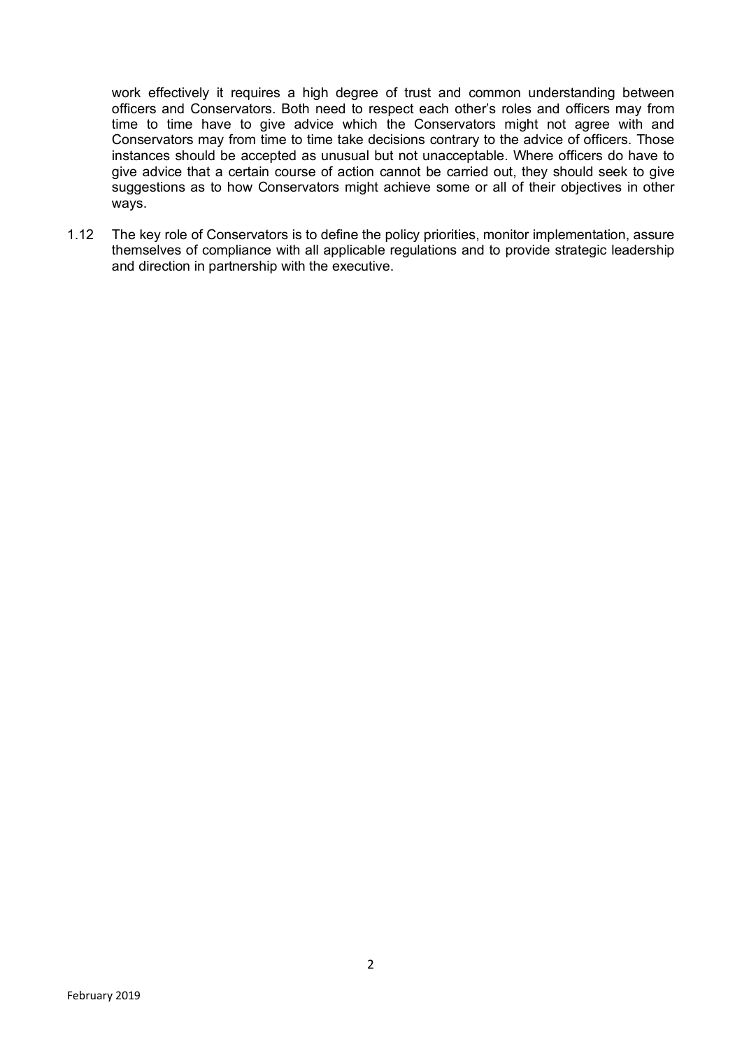work effectively it requires a high degree of trust and common understanding between officers and Conservators. Both need to respect each other's roles and officers may from time to time have to give advice which the Conservators might not agree with and Conservators may from time to time take decisions contrary to the advice of officers. Those instances should be accepted as unusual but not unacceptable. Where officers do have to give advice that a certain course of action cannot be carried out, they should seek to give suggestions as to how Conservators might achieve some or all of their objectives in other ways.

1.12 The key role of Conservators is to define the policy priorities, monitor implementation, assure themselves of compliance with all applicable regulations and to provide strategic leadership and direction in partnership with the executive.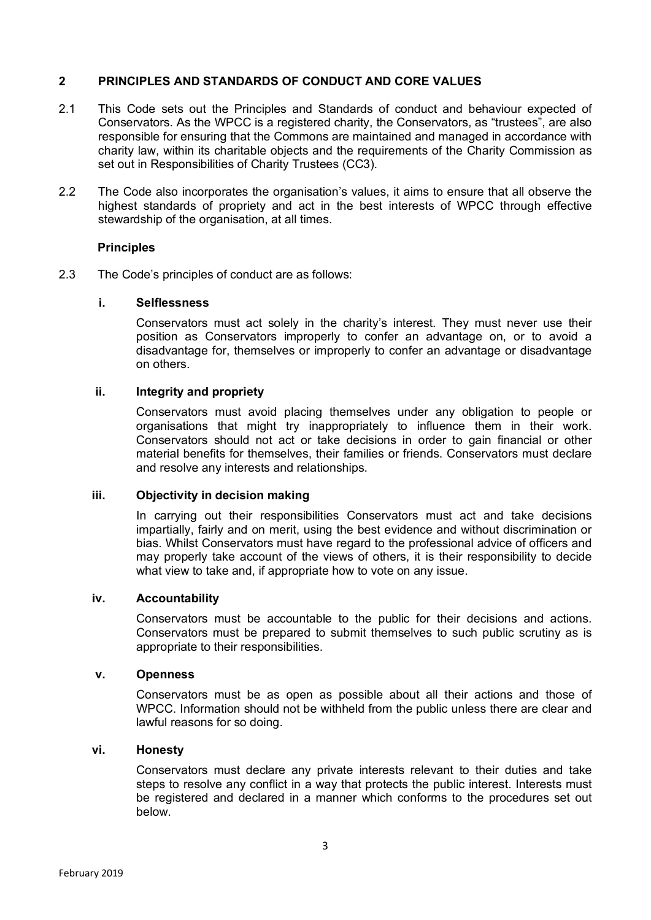## 2 PRINCIPLES AND STANDARDS OF CONDUCT AND CORE VALUES

2.1 This Code sets out the Principles and Standards of conduct and behaviour expected of Conservators. As the WPCC is a registered charity, the Conservators, as "trustees", are also responsible for ensuring that the Commons are maintained and managed in accordance with charity law, within its charitable objects and the requirements of the Charity Commission as set out in Responsibilities of Charity Trustees (CC3).

2.2 The Code also incorporates the organisation's values, it aims to ensure that all observe the highest standards of propriety and act in the best interests of WPCC through effective stewardship of the organisation, at all times.

### Principles

2.3 The Code's principles of conduct are as follows:

**i. Selflessness**

Conservators must act solely in the charity's interest. They must never use their position as Conservators improperly to confer an advantage on, or to avoid a disadvantage for, themselves or improperly to confer an advantage or disadvantage on others.

**ii. Integrity and propriety**

Conservators must avoid placing themselves under any obligation to people or organisations that might try inappropriately to influence them in their work. Conservators should not act or take decisions in order to gain financial or other material benefits for themselves, their families or friends. Conservators must declare and resolve any interests and relationships.

**iii. Objectivity in decision making**

In carrying out their responsibilities Conservators must act and take decisions impartially, fairly and on merit, using the best evidence and without discrimination or bias. Whilst Conservators must have regard to the professional advice of officers and may properly take account of the views of others, it is their responsibility to decide what view to take and, if appropriate how to vote on any issue.

**iv. Accountability**

Conservators must be accountable to the public for their decisions and actions. Conservators must be prepared to submit themselves to such public scrutiny as is appropriate to their responsibilities.

**v. Openness**

Conservators must be as open as possible about all their actions and those of WPCC. Information should not be withheld from the public unless there are clear and lawful reasons for so doing.

**vi. Honesty**

Conservators must declare any private interests relevant to their duties and take steps to resolve any conflict in a way that protects the public interest. Interests must be registered and declared in a manner which conforms to the procedures set out below.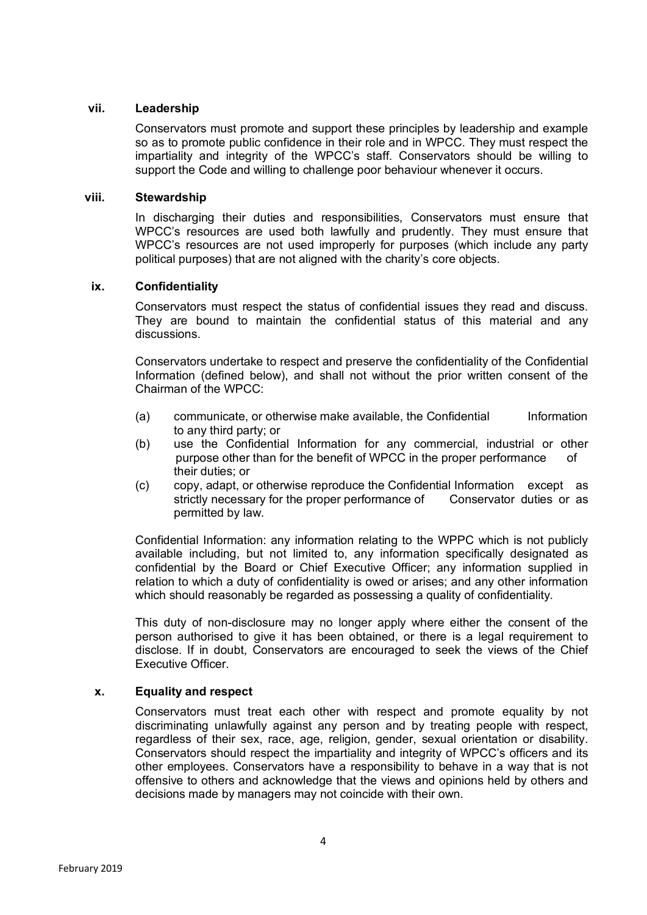### vii. Leadership

Conservators must promote and support these principles by leadership and example so as to promote public confidence in their role and in WPCC. They must respect the impartiality and integrity of the WPCC's staff. Conservators should be willing to support the Code and willing to challenge poor behaviour whenever it occurs.

### viii. Stewardship

In discharging their duties and responsibilities, Conservators must ensure that WPCC's resources are used both lawfully and prudently. They must ensure that WPCC's resources are not used improperly for purposes (which include any party political purposes) that are not aligned with the charity's core objects.

### ix. Confidentiality

Conservators must respect the status of confidential issues they read and discuss. They are bound to maintain the confidential status of this material and any discussions.

Conservators undertake to respect and preserve the confidentiality of the Confidential Information (defined below), and shall not without the prior written consent of the Chairman of the WPCC:

(a) communicate, or otherwise make available, the Confidential Information to any third party; or

(b) use the Confidential Information for any commercial, industrial or other purpose other than for the benefit of WPCC in the proper performance of their duties; or

(c) copy, adapt, or otherwise reproduce the Confidential Information except as strictly necessary for the proper performance of Conservator duties or as permitted by law.

Confidential Information: any information relating to the WPPC which is not publicly available including, but not limited to, any information specifically designated as confidential by the Board or Chief Executive Officer; any information supplied in relation to which a duty of confidentiality is owed or arises; and any other information which should reasonably be regarded as possessing a quality of confidentiality.

This duty of non-disclosure may no longer apply where either the consent of the person authorised to give it has been obtained, or there is a legal requirement to disclose. If in doubt, Conservators are encouraged to seek the views of the Chief Executive Officer.

### x. Equality and respect

Conservators must treat each other with respect and promote equality by not discriminating unlawfully against any person and by treating people with respect, regardless of their sex, race, age, religion, gender, sexual orientation or disability. Conservators should respect the impartiality and integrity of WPCC's officers and its other employees. Conservators have a responsibility to behave in a way that is not offensive to others and acknowledge that the views and opinions held by others and decisions made by managers may not coincide with their own.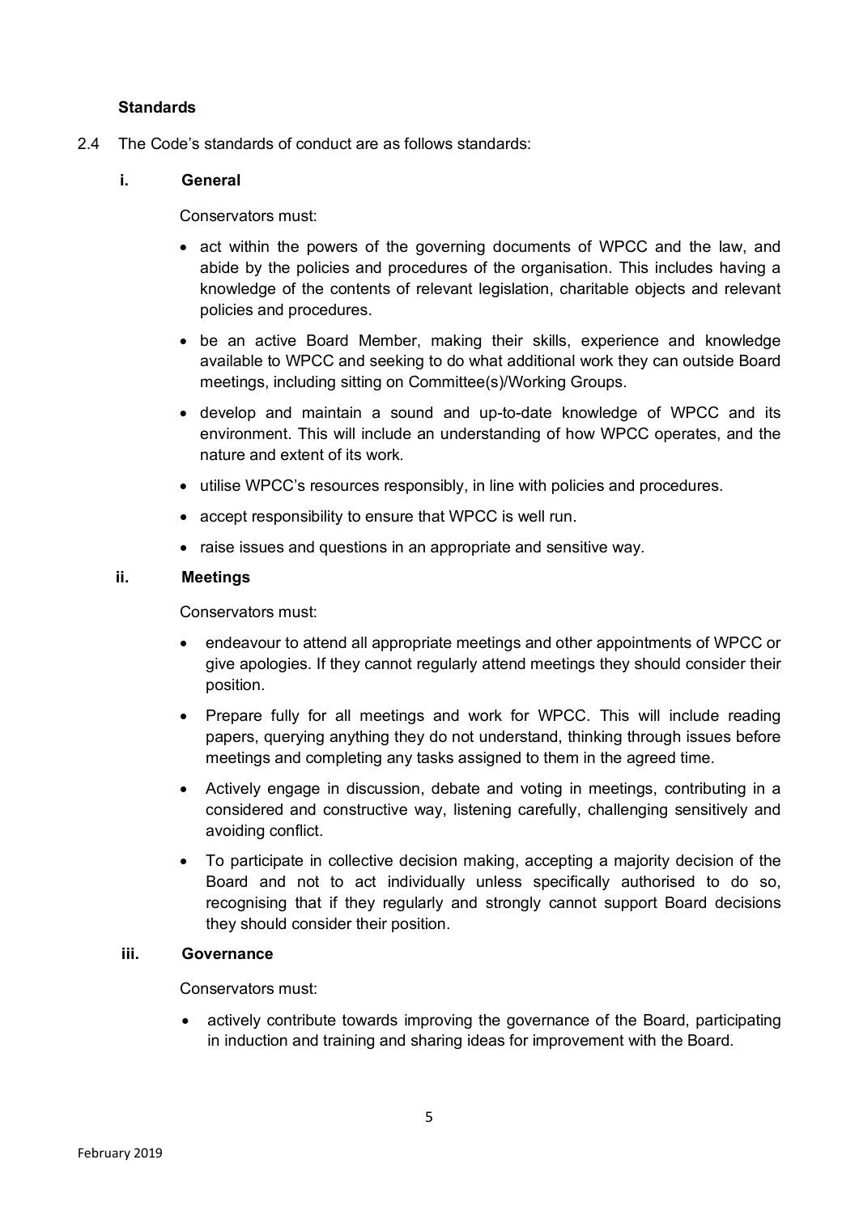**Standards**

2.4 The Code's standards of conduct are as follows standards:

**i. General**

Conservators must:

- act within the powers of the governing documents of WPCC and the law, and abide by the policies and procedures of the organisation. This includes having a knowledge of the contents of relevant legislation, charitable objects and relevant policies and procedures.
- be an active Board Member, making their skills, experience and knowledge available to WPCC and seeking to do what additional work they can outside Board meetings, including sitting on Committee(s)/Working Groups.
- develop and maintain a sound and up-to-date knowledge of WPCC and its environment. This will include an understanding of how WPCC operates, and the nature and extent of its work.
- utilise WPCC's resources responsibly, in line with policies and procedures.
- accept responsibility to ensure that WPCC is well run.
- raise issues and questions in an appropriate and sensitive way.

**ii. Meetings**

Conservators must:

- endeavour to attend all appropriate meetings and other appointments of WPCC or give apologies. If they cannot regularly attend meetings they should consider their position.
- Prepare fully for all meetings and work for WPCC. This will include reading papers, querying anything they do not understand, thinking through issues before meetings and completing any tasks assigned to them in the agreed time.
- Actively engage in discussion, debate and voting in meetings, contributing in a considered and constructive way, listening carefully, challenging sensitively and avoiding conflict.
- To participate in collective decision making, accepting a majority decision of the Board and not to act individually unless specifically authorised to do so, recognising that if they regularly and strongly cannot support Board decisions they should consider their position.

**iii. Governance**

Conservators must:

- actively contribute towards improving the governance of the Board, participating in induction and training and sharing ideas for improvement with the Board.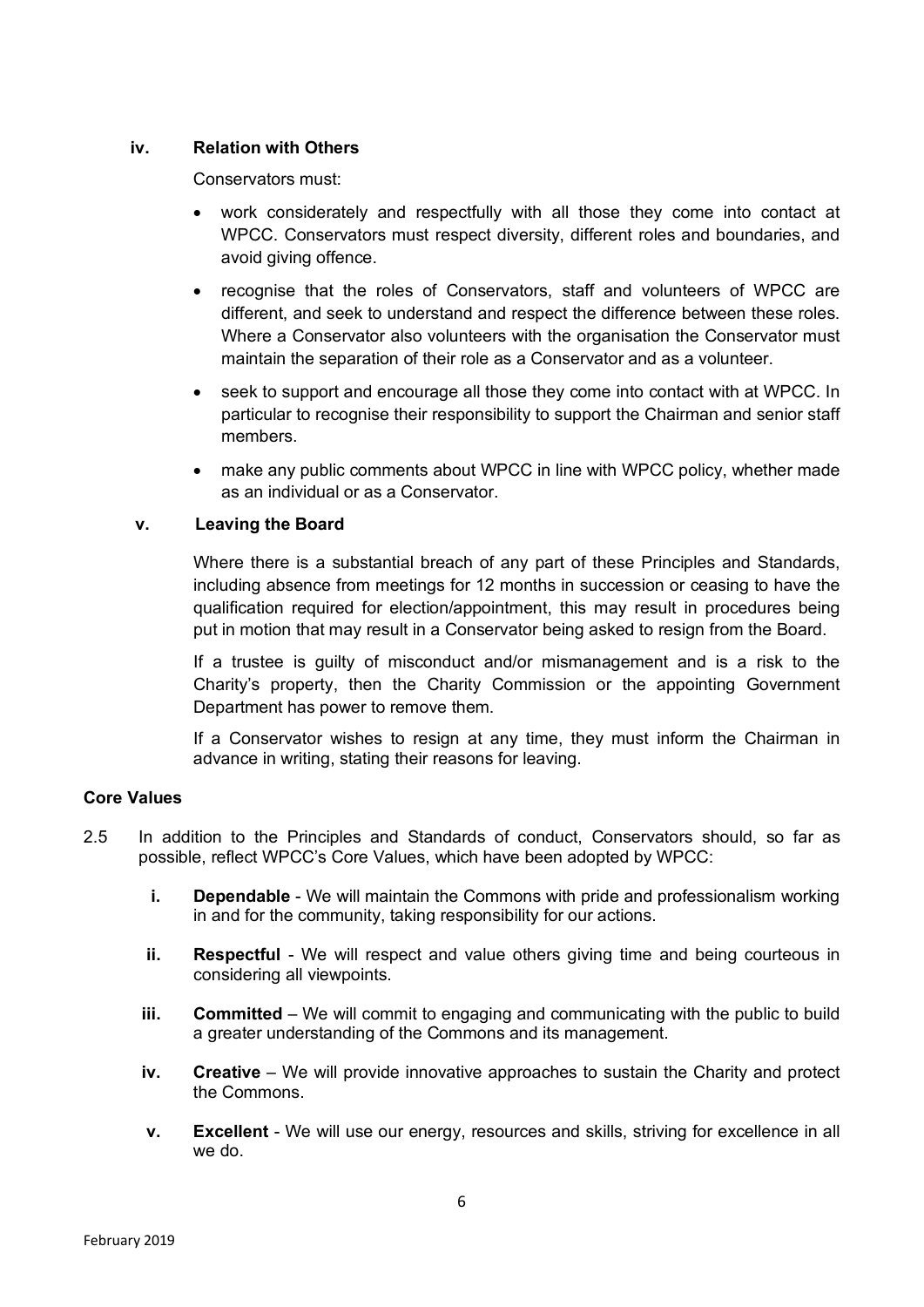#### iv. Relation with Others

Conservators must:

- work considerately and respectfully with all those they come into contact at WPCC. Conservators must respect diversity, different roles and boundaries, and avoid giving offence.
- recognise that the roles of Conservators, staff and volunteers of WPCC are different, and seek to understand and respect the difference between these roles. Where a Conservator also volunteers with the organisation the Conservator must maintain the separation of their role as a Conservator and as a volunteer.
- seek to support and encourage all those they come into contact with at WPCC. In particular to recognise their responsibility to support the Chairman and senior staff members.
- make any public comments about WPCC in line with WPCC policy, whether made as an individual or as a Conservator.

#### v. Leaving the Board

Where there is a substantial breach of any part of these Principles and Standards, including absence from meetings for 12 months in succession or ceasing to have the qualification required for election/appointment, this may result in procedures being put in motion that may result in a Conservator being asked to resign from the Board.

If a trustee is guilty of misconduct and/or mismanagement and is a risk to the Charity's property, then the Charity Commission or the appointing Government Department has power to remove them.

If a Conservator wishes to resign at any time, they must inform the Chairman in advance in writing, stating their reasons for leaving.

### Core Values

2.5 In addition to the Principles and Standards of conduct, Conservators should, so far as possible, reflect WPCC's Core Values, which have been adopted by WPCC:

- **i. Dependable** - We will maintain the Commons with pride and professionalism working in and for the community, taking responsibility for our actions.
- **ii. Respectful** - We will respect and value others giving time and being courteous in considering all viewpoints.
- **iii. Committed** – We will commit to engaging and communicating with the public to build a greater understanding of the Commons and its management.
- **iv. Creative** – We will provide innovative approaches to sustain the Charity and protect the Commons.
- **v. Excellent** - We will use our energy, resources and skills, striving for excellence in all we do.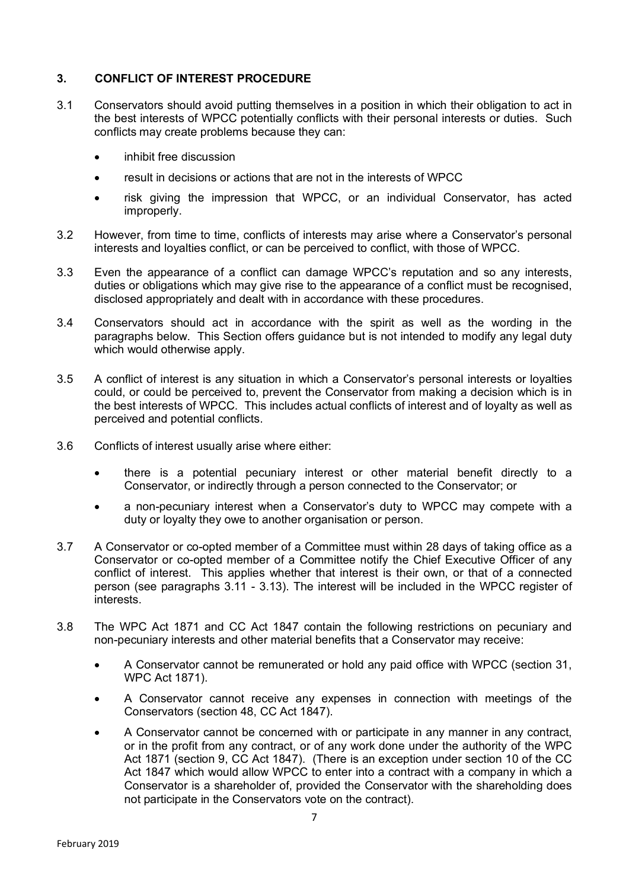## 3. CONFLICT OF INTEREST PROCEDURE

3.1 Conservators should avoid putting themselves in a position in which their obligation to act in the best interests of WPCC potentially conflicts with their personal interests or duties. Such conflicts may create problems because they can:

- inhibit free discussion
- result in decisions or actions that are not in the interests of WPCC
- risk giving the impression that WPCC, or an individual Conservator, has acted improperly.

3.2 However, from time to time, conflicts of interests may arise where a Conservator's personal interests and loyalties conflict, or can be perceived to conflict, with those of WPCC.

3.3 Even the appearance of a conflict can damage WPCC's reputation and so any interests, duties or obligations which may give rise to the appearance of a conflict must be recognised, disclosed appropriately and dealt with in accordance with these procedures.

3.4 Conservators should act in accordance with the spirit as well as the wording in the paragraphs below. This Section offers guidance but is not intended to modify any legal duty which would otherwise apply.

3.5 A conflict of interest is any situation in which a Conservator's personal interests or loyalties could, or could be perceived to, prevent the Conservator from making a decision which is in the best interests of WPCC. This includes actual conflicts of interest and of loyalty as well as perceived and potential conflicts.

3.6 Conflicts of interest usually arise where either:

- there is a potential pecuniary interest or other material benefit directly to a Conservator, or indirectly through a person connected to the Conservator; or
- a non-pecuniary interest when a Conservator's duty to WPCC may compete with a duty or loyalty they owe to another organisation or person.

3.7 A Conservator or co-opted member of a Committee must within 28 days of taking office as a Conservator or co-opted member of a Committee notify the Chief Executive Officer of any conflict of interest. This applies whether that interest is their own, or that of a connected person (see paragraphs 3.11 - 3.13). The interest will be included in the WPCC register of interests.

3.8 The WPC Act 1871 and CC Act 1847 contain the following restrictions on pecuniary and non-pecuniary interests and other material benefits that a Conservator may receive:

- A Conservator cannot be remunerated or hold any paid office with WPCC (section 31, WPC Act 1871).
- A Conservator cannot receive any expenses in connection with meetings of the Conservators (section 48, CC Act 1847).
- A Conservator cannot be concerned with or participate in any manner in any contract, or in the profit from any contract, or of any work done under the authority of the WPC Act 1871 (section 9, CC Act 1847). (There is an exception under section 10 of the CC Act 1847 which would allow WPCC to enter into a contract with a company in which a Conservator is a shareholder of, provided the Conservator with the shareholding does not participate in the Conservators vote on the contract).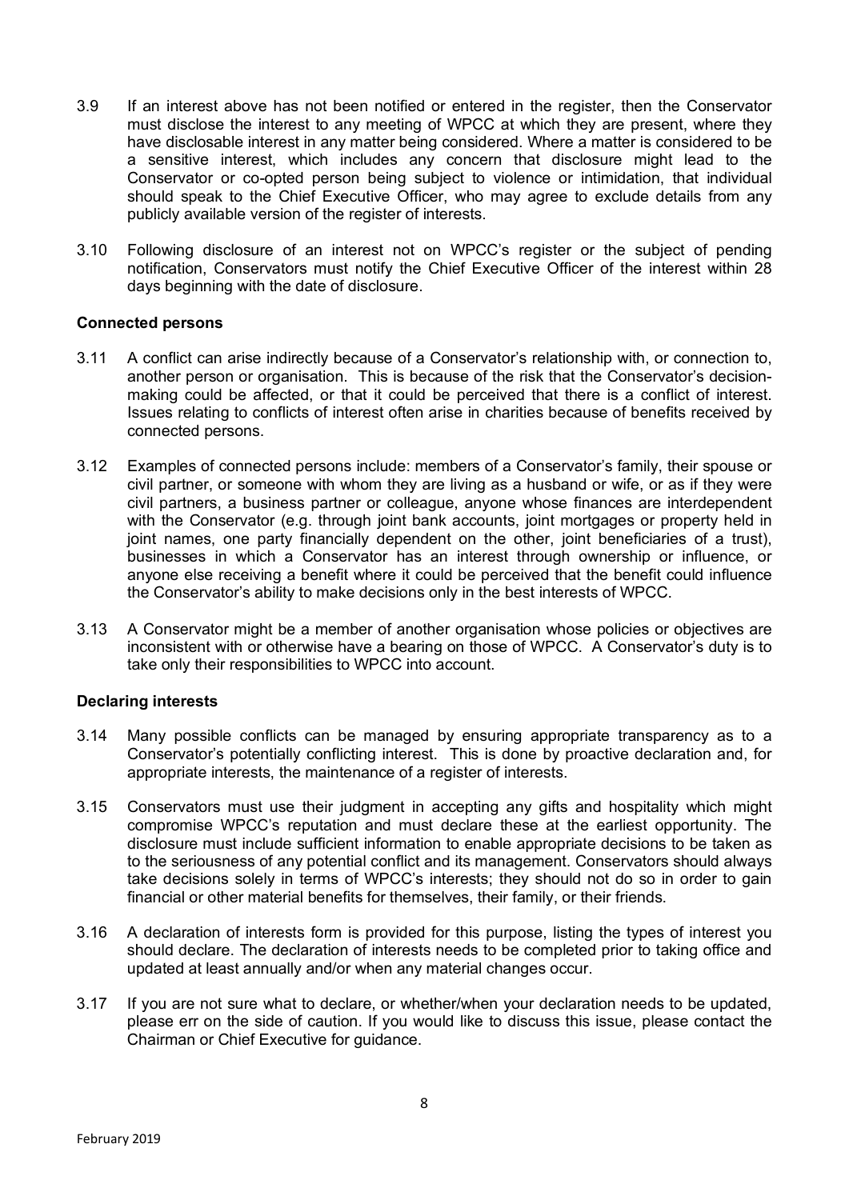3.9 If an interest above has not been notified or entered in the register, then the Conservator must disclose the interest to any meeting of WPCC at which they are present, where they have disclosable interest in any matter being considered. Where a matter is considered to be a sensitive interest, which includes any concern that disclosure might lead to the Conservator or co-opted person being subject to violence or intimidation, that individual should speak to the Chief Executive Officer, who may agree to exclude details from any publicly available version of the register of interests.

3.10 Following disclosure of an interest not on WPCC's register or the subject of pending notification, Conservators must notify the Chief Executive Officer of the interest within 28 days beginning with the date of disclosure.

**Connected persons**

3.11 A conflict can arise indirectly because of a Conservator's relationship with, or connection to, another person or organisation. This is because of the risk that the Conservator's decision-making could be affected, or that it could be perceived that there is a conflict of interest. Issues relating to conflicts of interest often arise in charities because of benefits received by connected persons.

3.12 Examples of connected persons include: members of a Conservator's family, their spouse or civil partner, or someone with whom they are living as a husband or wife, or as if they were civil partners, a business partner or colleague, anyone whose finances are interdependent with the Conservator (e.g. through joint bank accounts, joint mortgages or property held in joint names, one party financially dependent on the other, joint beneficiaries of a trust), businesses in which a Conservator has an interest through ownership or influence, or anyone else receiving a benefit where it could be perceived that the benefit could influence the Conservator's ability to make decisions only in the best interests of WPCC.

3.13 A Conservator might be a member of another organisation whose policies or objectives are inconsistent with or otherwise have a bearing on those of WPCC. A Conservator's duty is to take only their responsibilities to WPCC into account.

**Declaring interests**

3.14 Many possible conflicts can be managed by ensuring appropriate transparency as to a Conservator's potentially conflicting interest. This is done by proactive declaration and, for appropriate interests, the maintenance of a register of interests.

3.15 Conservators must use their judgment in accepting any gifts and hospitality which might compromise WPCC's reputation and must declare these at the earliest opportunity. The disclosure must include sufficient information to enable appropriate decisions to be taken as to the seriousness of any potential conflict and its management. Conservators should always take decisions solely in terms of WPCC's interests; they should not do so in order to gain financial or other material benefits for themselves, their family, or their friends.

3.16 A declaration of interests form is provided for this purpose, listing the types of interest you should declare. The declaration of interests needs to be completed prior to taking office and updated at least annually and/or when any material changes occur.

3.17 If you are not sure what to declare, or whether/when your declaration needs to be updated, please err on the side of caution. If you would like to discuss this issue, please contact the Chairman or Chief Executive for guidance.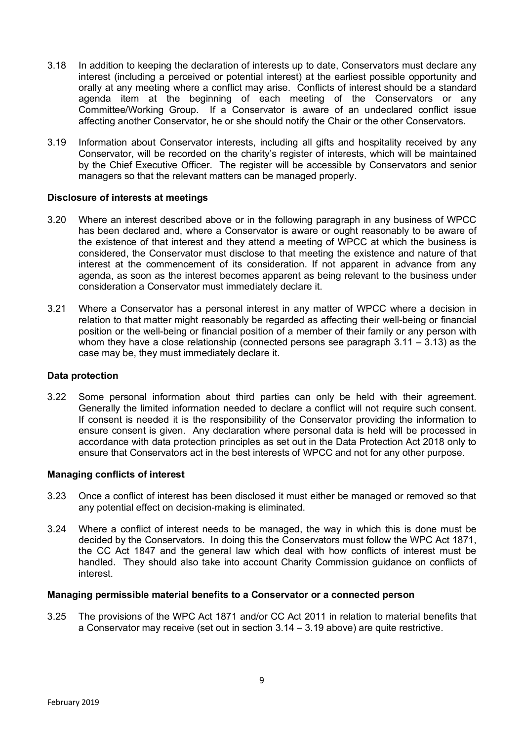3.18 In addition to keeping the declaration of interests up to date, Conservators must declare any interest (including a perceived or potential interest) at the earliest possible opportunity and orally at any meeting where a conflict may arise. Conflicts of interest should be a standard agenda item at the beginning of each meeting of the Conservators or any Committee/Working Group. If a Conservator is aware of an undeclared conflict issue affecting another Conservator, he or she should notify the Chair or the other Conservators.

3.19 Information about Conservator interests, including all gifts and hospitality received by any Conservator, will be recorded on the charity's register of interests, which will be maintained by the Chief Executive Officer. The register will be accessible by Conservators and senior managers so that the relevant matters can be managed properly.

**Disclosure of interests at meetings**

3.20 Where an interest described above or in the following paragraph in any business of WPCC has been declared and, where a Conservator is aware or ought reasonably to be aware of the existence of that interest and they attend a meeting of WPCC at which the business is considered, the Conservator must disclose to that meeting the existence and nature of that interest at the commencement of its consideration. If not apparent in advance from any agenda, as soon as the interest becomes apparent as being relevant to the business under consideration a Conservator must immediately declare it.

3.21 Where a Conservator has a personal interest in any matter of WPCC where a decision in relation to that matter might reasonably be regarded as affecting their well-being or financial position or the well-being or financial position of a member of their family or any person with whom they have a close relationship (connected persons see paragraph 3.11 – 3.13) as the case may be, they must immediately declare it.

**Data protection**

3.22 Some personal information about third parties can only be held with their agreement. Generally the limited information needed to declare a conflict will not require such consent. If consent is needed it is the responsibility of the Conservator providing the information to ensure consent is given. Any declaration where personal data is held will be processed in accordance with data protection principles as set out in the Data Protection Act 2018 only to ensure that Conservators act in the best interests of WPCC and not for any other purpose.

**Managing conflicts of interest**

3.23 Once a conflict of interest has been disclosed it must either be managed or removed so that any potential effect on decision-making is eliminated.

3.24 Where a conflict of interest needs to be managed, the way in which this is done must be decided by the Conservators. In doing this the Conservators must follow the WPC Act 1871, the CC Act 1847 and the general law which deal with how conflicts of interest must be handled. They should also take into account Charity Commission guidance on conflicts of interest.

**Managing permissible material benefits to a Conservator or a connected person**

3.25 The provisions of the WPC Act 1871 and/or CC Act 2011 in relation to material benefits that a Conservator may receive (set out in section 3.14 – 3.19 above) are quite restrictive.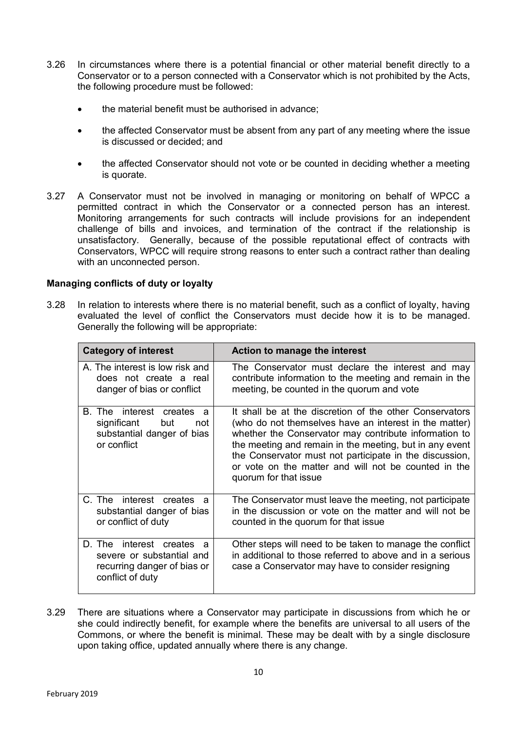3.26 In circumstances where there is a potential financial or other material benefit directly to a Conservator or to a person connected with a Conservator which is not prohibited by the Acts, the following procedure must be followed:

- the material benefit must be authorised in advance;
- the affected Conservator must be absent from any part of any meeting where the issue is discussed or decided; and
- the affected Conservator should not vote or be counted in deciding whether a meeting is quorate.

3.27 A Conservator must not be involved in managing or monitoring on behalf of WPCC a permitted contract in which the Conservator or a connected person has an interest. Monitoring arrangements for such contracts will include provisions for an independent challenge of bills and invoices, and termination of the contract if the relationship is unsatisfactory. Generally, because of the possible reputational effect of contracts with Conservators, WPCC will require strong reasons to enter such a contract rather than dealing with an unconnected person.

**Managing conflicts of duty or loyalty**

3.28 In relation to interests where there is no material benefit, such as a conflict of loyalty, having evaluated the level of conflict the Conservators must decide how it is to be managed. Generally the following will be appropriate:

| Category of interest | Action to manage the interest |
|---|---|
| A. The interest is low risk and does not create a real danger of bias or conflict | The Conservator must declare the interest and may contribute information to the meeting and remain in the meeting, be counted in the quorum and vote |
| B. The interest creates a significant but not substantial danger of bias or conflict | It shall be at the discretion of the other Conservators (who do not themselves have an interest in the matter) whether the Conservator may contribute information to the meeting and remain in the meeting, but in any event the Conservator must not participate in the discussion, or vote on the matter and will not be counted in the quorum for that issue |
| C. The interest creates a substantial danger of bias or conflict of duty | The Conservator must leave the meeting, not participate in the discussion or vote on the matter and will not be counted in the quorum for that issue |
| D. The interest creates a severe or substantial and recurring danger of bias or conflict of duty | Other steps will need to be taken to manage the conflict in additional to those referred to above and in a serious case a Conservator may have to consider resigning |

3.29 There are situations where a Conservator may participate in discussions from which he or she could indirectly benefit, for example where the benefits are universal to all users of the Commons, or where the benefit is minimal. These may be dealt with by a single disclosure upon taking office, updated annually where there is any change.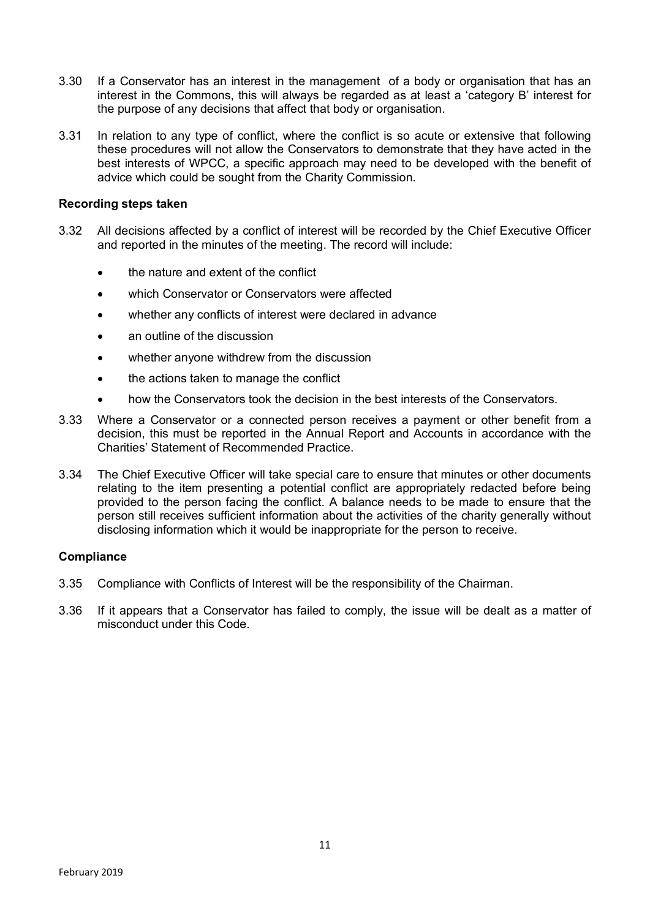3.30 If a Conservator has an interest in the management of a body or organisation that has an interest in the Commons, this will always be regarded as at least a 'category B' interest for the purpose of any decisions that affect that body or organisation.

3.31 In relation to any type of conflict, where the conflict is so acute or extensive that following these procedures will not allow the Conservators to demonstrate that they have acted in the best interests of WPCC, a specific approach may need to be developed with the benefit of advice which could be sought from the Charity Commission.

**Recording steps taken**

3.32 All decisions affected by a conflict of interest will be recorded by the Chief Executive Officer and reported in the minutes of the meeting. The record will include:

- the nature and extent of the conflict
- which Conservator or Conservators were affected
- whether any conflicts of interest were declared in advance
- an outline of the discussion
- whether anyone withdrew from the discussion
- the actions taken to manage the conflict
- how the Conservators took the decision in the best interests of the Conservators.

3.33 Where a Conservator or a connected person receives a payment or other benefit from a decision, this must be reported in the Annual Report and Accounts in accordance with the Charities' Statement of Recommended Practice.

3.34 The Chief Executive Officer will take special care to ensure that minutes or other documents relating to the item presenting a potential conflict are appropriately redacted before being provided to the person facing the conflict. A balance needs to be made to ensure that the person still receives sufficient information about the activities of the charity generally without disclosing information which it would be inappropriate for the person to receive.

**Compliance**

3.35 Compliance with Conflicts of Interest will be the responsibility of the Chairman.

3.36 If it appears that a Conservator has failed to comply, the issue will be dealt as a matter of misconduct under this Code.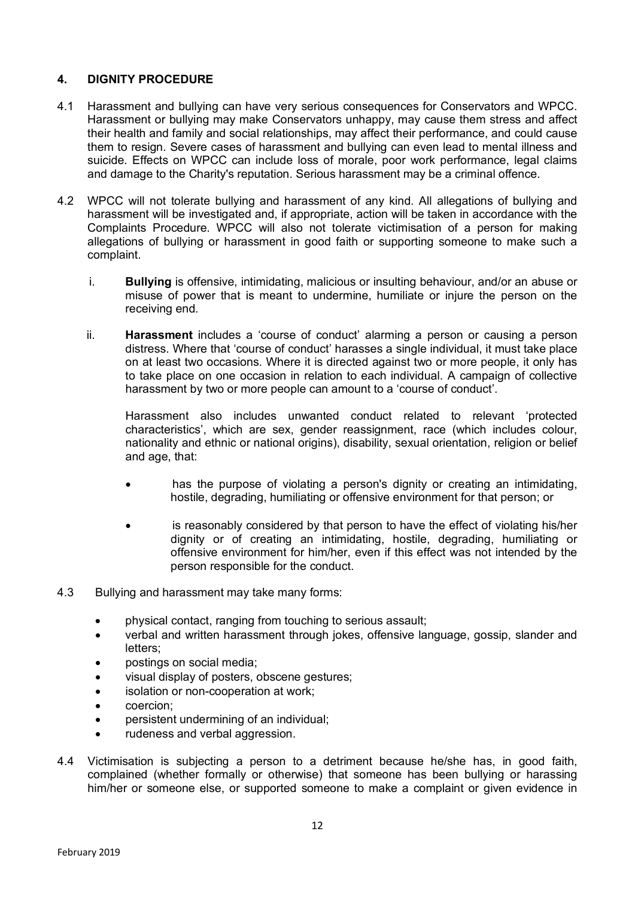## 4. DIGNITY PROCEDURE

4.1 Harassment and bullying can have very serious consequences for Conservators and WPCC. Harassment or bullying may make Conservators unhappy, may cause them stress and affect their health and family and social relationships, may affect their performance, and could cause them to resign. Severe cases of harassment and bullying can even lead to mental illness and suicide. Effects on WPCC can include loss of morale, poor work performance, legal claims and damage to the Charity's reputation. Serious harassment may be a criminal offence.

4.2 WPCC will not tolerate bullying and harassment of any kind. All allegations of bullying and harassment will be investigated and, if appropriate, action will be taken in accordance with the Complaints Procedure. WPCC will also not tolerate victimisation of a person for making allegations of bullying or harassment in good faith or supporting someone to make such a complaint.

i. **Bullying** is offensive, intimidating, malicious or insulting behaviour, and/or an abuse or misuse of power that is meant to undermine, humiliate or injure the person on the receiving end.

ii. **Harassment** includes a 'course of conduct' alarming a person or causing a person distress. Where that 'course of conduct' harasses a single individual, it must take place on at least two occasions. Where it is directed against two or more people, it only has to take place on one occasion in relation to each individual. A campaign of collective harassment by two or more people can amount to a 'course of conduct'.

Harassment also includes unwanted conduct related to relevant 'protected characteristics', which are sex, gender reassignment, race (which includes colour, nationality and ethnic or national origins), disability, sexual orientation, religion or belief and age, that:

- has the purpose of violating a person's dignity or creating an intimidating, hostile, degrading, humiliating or offensive environment for that person; or
- is reasonably considered by that person to have the effect of violating his/her dignity or of creating an intimidating, hostile, degrading, humiliating or offensive environment for him/her, even if this effect was not intended by the person responsible for the conduct.

4.3 Bullying and harassment may take many forms:

- physical contact, ranging from touching to serious assault;
- verbal and written harassment through jokes, offensive language, gossip, slander and letters;
- postings on social media;
- visual display of posters, obscene gestures;
- isolation or non-cooperation at work;
- coercion;
- persistent undermining of an individual;
- rudeness and verbal aggression.

4.4 Victimisation is subjecting a person to a detriment because he/she has, in good faith, complained (whether formally or otherwise) that someone has been bullying or harassing him/her or someone else, or supported someone to make a complaint or given evidence in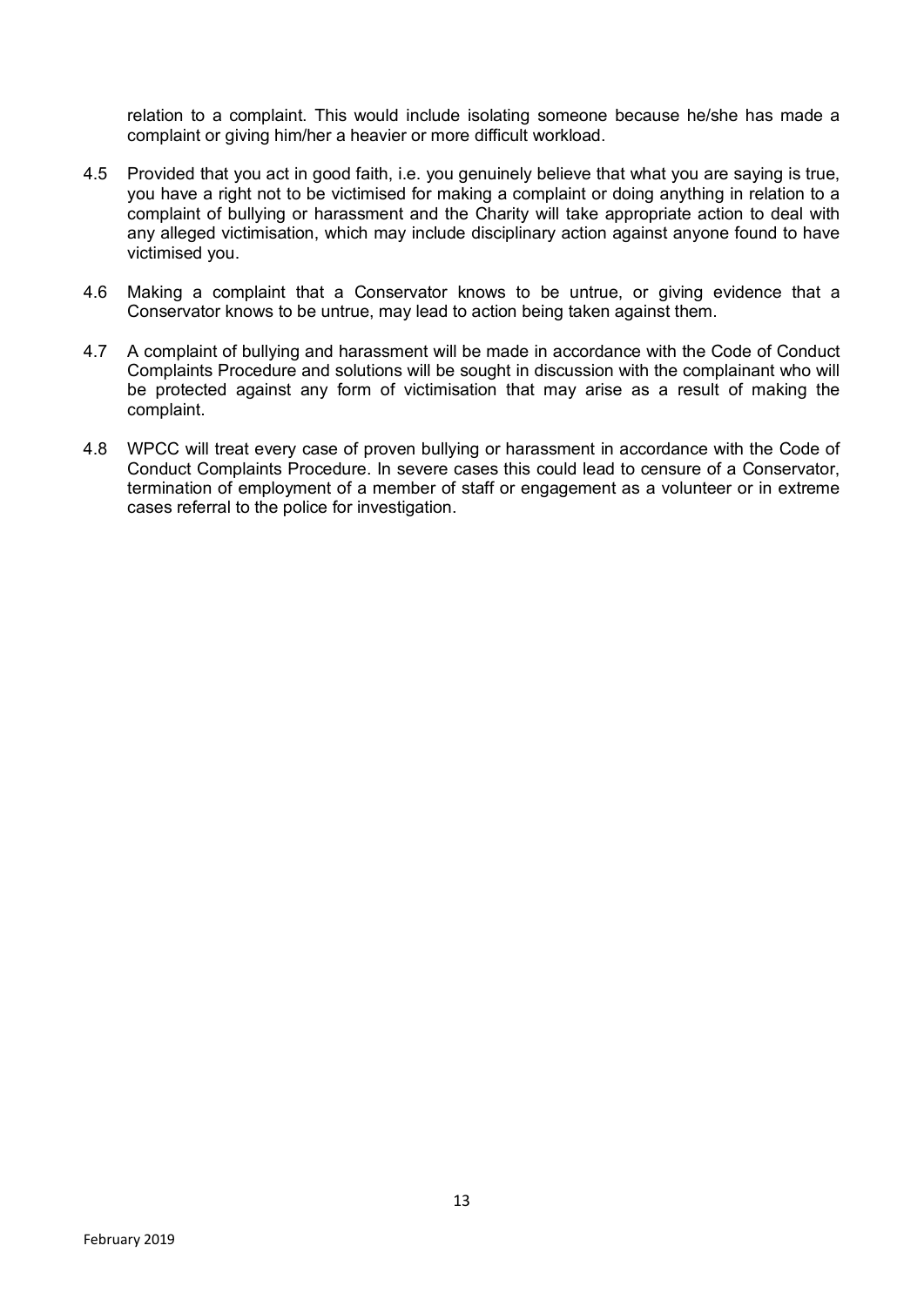relation to a complaint. This would include isolating someone because he/she has made a complaint or giving him/her a heavier or more difficult workload.

4.5 Provided that you act in good faith, i.e. you genuinely believe that what you are saying is true, you have a right not to be victimised for making a complaint or doing anything in relation to a complaint of bullying or harassment and the Charity will take appropriate action to deal with any alleged victimisation, which may include disciplinary action against anyone found to have victimised you.

4.6 Making a complaint that a Conservator knows to be untrue, or giving evidence that a Conservator knows to be untrue, may lead to action being taken against them.

4.7 A complaint of bullying and harassment will be made in accordance with the Code of Conduct Complaints Procedure and solutions will be sought in discussion with the complainant who will be protected against any form of victimisation that may arise as a result of making the complaint.

4.8 WPCC will treat every case of proven bullying or harassment in accordance with the Code of Conduct Complaints Procedure. In severe cases this could lead to censure of a Conservator, termination of employment of a member of staff or engagement as a volunteer or in extreme cases referral to the police for investigation.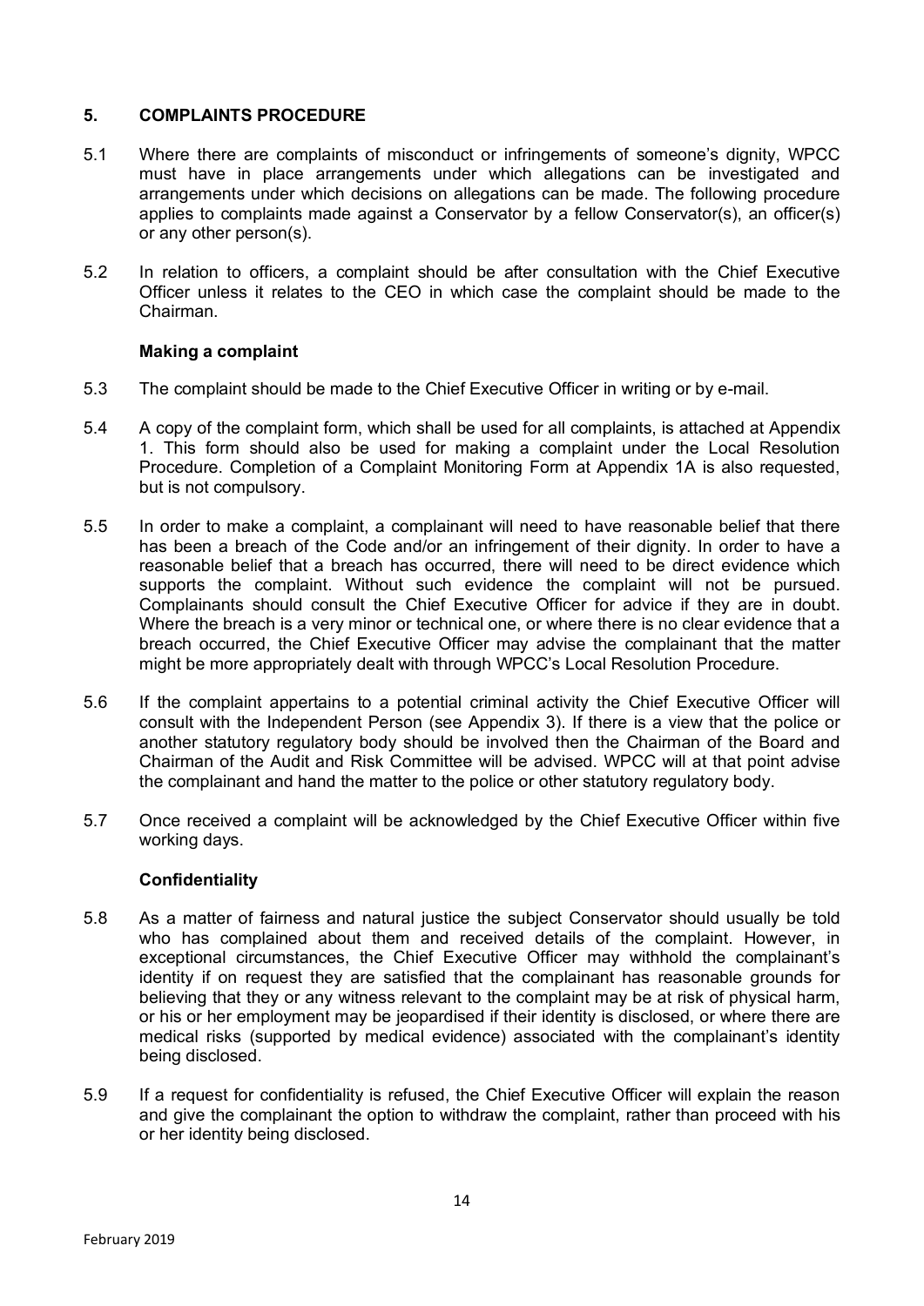## 5. COMPLAINTS PROCEDURE

5.1 Where there are complaints of misconduct or infringements of someone's dignity, WPCC must have in place arrangements under which allegations can be investigated and arrangements under which decisions on allegations can be made. The following procedure applies to complaints made against a Conservator by a fellow Conservator(s), an officer(s) or any other person(s).

5.2 In relation to officers, a complaint should be after consultation with the Chief Executive Officer unless it relates to the CEO in which case the complaint should be made to the Chairman.

**Making a complaint**

5.3 The complaint should be made to the Chief Executive Officer in writing or by e-mail.

5.4 A copy of the complaint form, which shall be used for all complaints, is attached at Appendix 1. This form should also be used for making a complaint under the Local Resolution Procedure. Completion of a Complaint Monitoring Form at Appendix 1A is also requested, but is not compulsory.

5.5 In order to make a complaint, a complainant will need to have reasonable belief that there has been a breach of the Code and/or an infringement of their dignity. In order to have a reasonable belief that a breach has occurred, there will need to be direct evidence which supports the complaint. Without such evidence the complaint will not be pursued. Complainants should consult the Chief Executive Officer for advice if they are in doubt. Where the breach is a very minor or technical one, or where there is no clear evidence that a breach occurred, the Chief Executive Officer may advise the complainant that the matter might be more appropriately dealt with through WPCC's Local Resolution Procedure.

5.6 If the complaint appertains to a potential criminal activity the Chief Executive Officer will consult with the Independent Person (see Appendix 3). If there is a view that the police or another statutory regulatory body should be involved then the Chairman of the Board and Chairman of the Audit and Risk Committee will be advised. WPCC will at that point advise the complainant and hand the matter to the police or other statutory regulatory body.

5.7 Once received a complaint will be acknowledged by the Chief Executive Officer within five working days.

**Confidentiality**

5.8 As a matter of fairness and natural justice the subject Conservator should usually be told who has complained about them and received details of the complaint. However, in exceptional circumstances, the Chief Executive Officer may withhold the complainant's identity if on request they are satisfied that the complainant has reasonable grounds for believing that they or any witness relevant to the complaint may be at risk of physical harm, or his or her employment may be jeopardised if their identity is disclosed, or where there are medical risks (supported by medical evidence) associated with the complainant's identity being disclosed.

5.9 If a request for confidentiality is refused, the Chief Executive Officer will explain the reason and give the complainant the option to withdraw the complaint, rather than proceed with his or her identity being disclosed.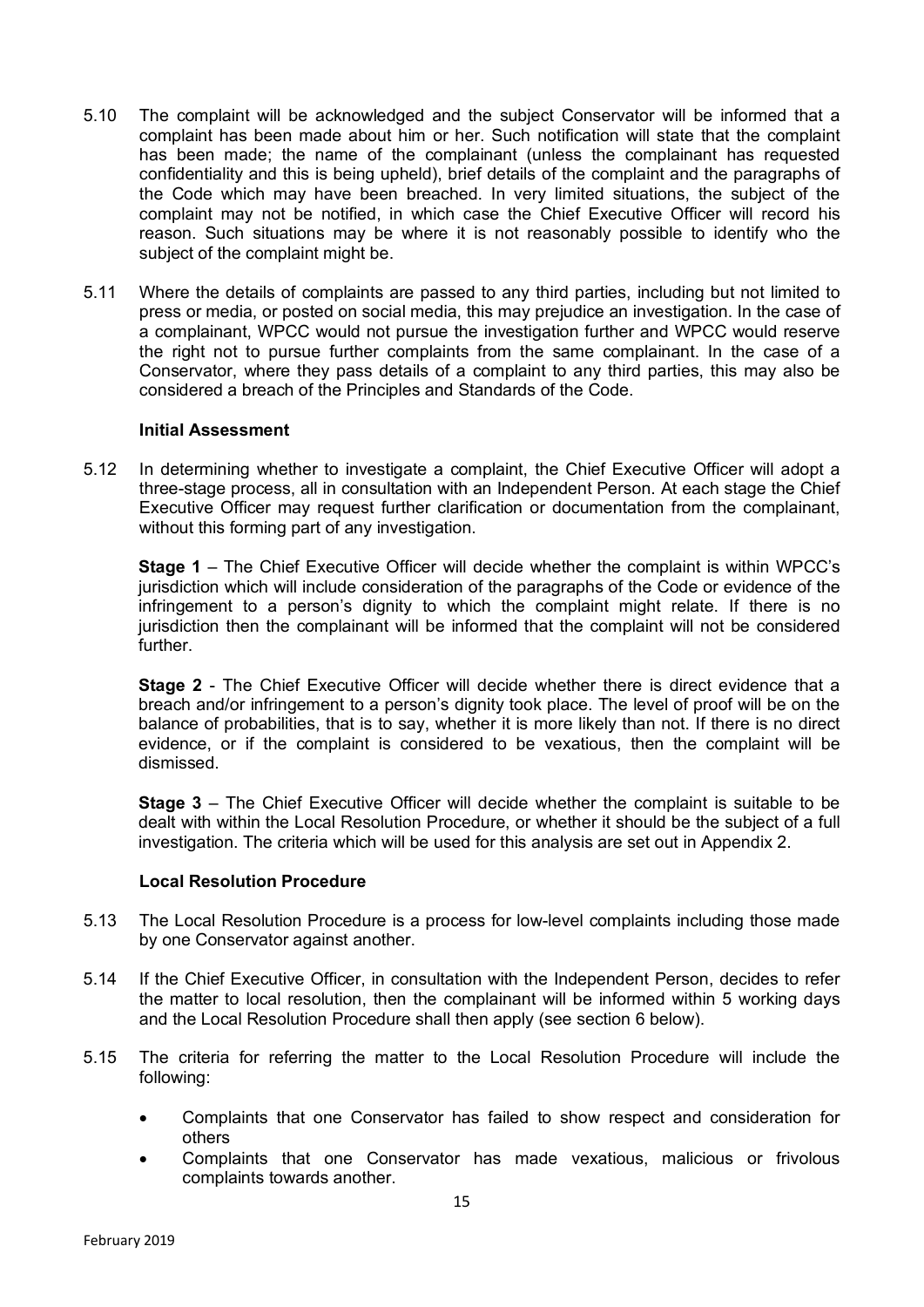5.10 The complaint will be acknowledged and the subject Conservator will be informed that a complaint has been made about him or her. Such notification will state that the complaint has been made; the name of the complainant (unless the complainant has requested confidentiality and this is being upheld), brief details of the complaint and the paragraphs of the Code which may have been breached. In very limited situations, the subject of the complaint may not be notified, in which case the Chief Executive Officer will record his reason. Such situations may be where it is not reasonably possible to identify who the subject of the complaint might be.

5.11 Where the details of complaints are passed to any third parties, including but not limited to press or media, or posted on social media, this may prejudice an investigation. In the case of a complainant, WPCC would not pursue the investigation further and WPCC would reserve the right not to pursue further complaints from the same complainant. In the case of a Conservator, where they pass details of a complaint to any third parties, this may also be considered a breach of the Principles and Standards of the Code.

**Initial Assessment**

5.12 In determining whether to investigate a complaint, the Chief Executive Officer will adopt a three-stage process, all in consultation with an Independent Person. At each stage the Chief Executive Officer may request further clarification or documentation from the complainant, without this forming part of any investigation.

**Stage 1** – The Chief Executive Officer will decide whether the complaint is within WPCC's jurisdiction which will include consideration of the paragraphs of the Code or evidence of the infringement to a person's dignity to which the complaint might relate. If there is no jurisdiction then the complainant will be informed that the complaint will not be considered further.

**Stage 2** - The Chief Executive Officer will decide whether there is direct evidence that a breach and/or infringement to a person's dignity took place. The level of proof will be on the balance of probabilities, that is to say, whether it is more likely than not. If there is no direct evidence, or if the complaint is considered to be vexatious, then the complaint will be dismissed.

**Stage 3** – The Chief Executive Officer will decide whether the complaint is suitable to be dealt with within the Local Resolution Procedure, or whether it should be the subject of a full investigation. The criteria which will be used for this analysis are set out in Appendix 2.

**Local Resolution Procedure**

5.13 The Local Resolution Procedure is a process for low-level complaints including those made by one Conservator against another.

5.14 If the Chief Executive Officer, in consultation with the Independent Person, decides to refer the matter to local resolution, then the complainant will be informed within 5 working days and the Local Resolution Procedure shall then apply (see section 6 below).

5.15 The criteria for referring the matter to the Local Resolution Procedure will include the following:

- Complaints that one Conservator has failed to show respect and consideration for others
- Complaints that one Conservator has made vexatious, malicious or frivolous complaints towards another.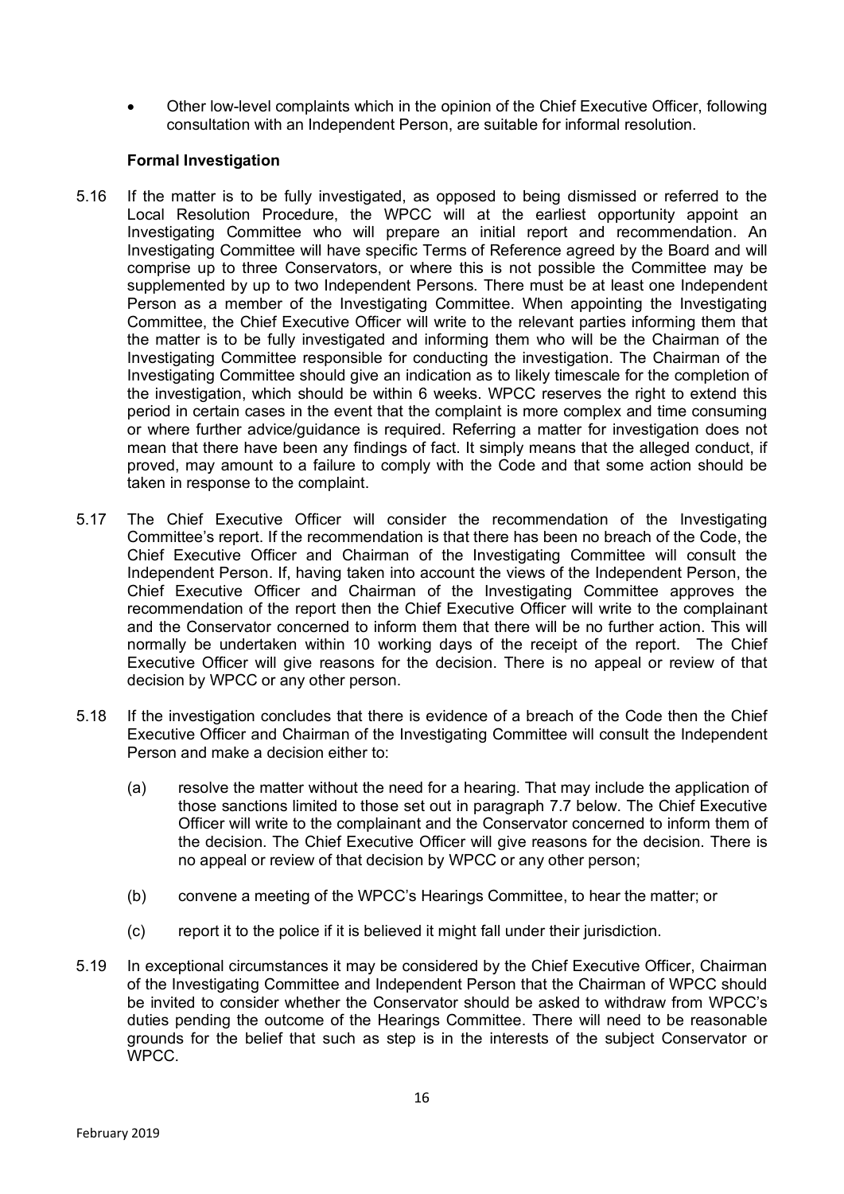- Other low-level complaints which in the opinion of the Chief Executive Officer, following consultation with an Independent Person, are suitable for informal resolution.

**Formal Investigation**

5.16 If the matter is to be fully investigated, as opposed to being dismissed or referred to the Local Resolution Procedure, the WPCC will at the earliest opportunity appoint an Investigating Committee who will prepare an initial report and recommendation. An Investigating Committee will have specific Terms of Reference agreed by the Board and will comprise up to three Conservators, or where this is not possible the Committee may be supplemented by up to two Independent Persons. There must be at least one Independent Person as a member of the Investigating Committee. When appointing the Investigating Committee, the Chief Executive Officer will write to the relevant parties informing them that the matter is to be fully investigated and informing them who will be the Chairman of the Investigating Committee responsible for conducting the investigation. The Chairman of the Investigating Committee should give an indication as to likely timescale for the completion of the investigation, which should be within 6 weeks. WPCC reserves the right to extend this period in certain cases in the event that the complaint is more complex and time consuming or where further advice/guidance is required. Referring a matter for investigation does not mean that there have been any findings of fact. It simply means that the alleged conduct, if proved, may amount to a failure to comply with the Code and that some action should be taken in response to the complaint.

5.17 The Chief Executive Officer will consider the recommendation of the Investigating Committee's report. If the recommendation is that there has been no breach of the Code, the Chief Executive Officer and Chairman of the Investigating Committee will consult the Independent Person. If, having taken into account the views of the Independent Person, the Chief Executive Officer and Chairman of the Investigating Committee approves the recommendation of the report then the Chief Executive Officer will write to the complainant and the Conservator concerned to inform them that there will be no further action. This will normally be undertaken within 10 working days of the receipt of the report. The Chief Executive Officer will give reasons for the decision. There is no appeal or review of that decision by WPCC or any other person.

5.18 If the investigation concludes that there is evidence of a breach of the Code then the Chief Executive Officer and Chairman of the Investigating Committee will consult the Independent Person and make a decision either to:

(a) resolve the matter without the need for a hearing. That may include the application of those sanctions limited to those set out in paragraph 7.7 below. The Chief Executive Officer will write to the complainant and the Conservator concerned to inform them of the decision. The Chief Executive Officer will give reasons for the decision. There is no appeal or review of that decision by WPCC or any other person;

(b) convene a meeting of the WPCC's Hearings Committee, to hear the matter; or

(c) report it to the police if it is believed it might fall under their jurisdiction.

5.19 In exceptional circumstances it may be considered by the Chief Executive Officer, Chairman of the Investigating Committee and Independent Person that the Chairman of WPCC should be invited to consider whether the Conservator should be asked to withdraw from WPCC's duties pending the outcome of the Hearings Committee. There will need to be reasonable grounds for the belief that such as step is in the interests of the subject Conservator or WPCC.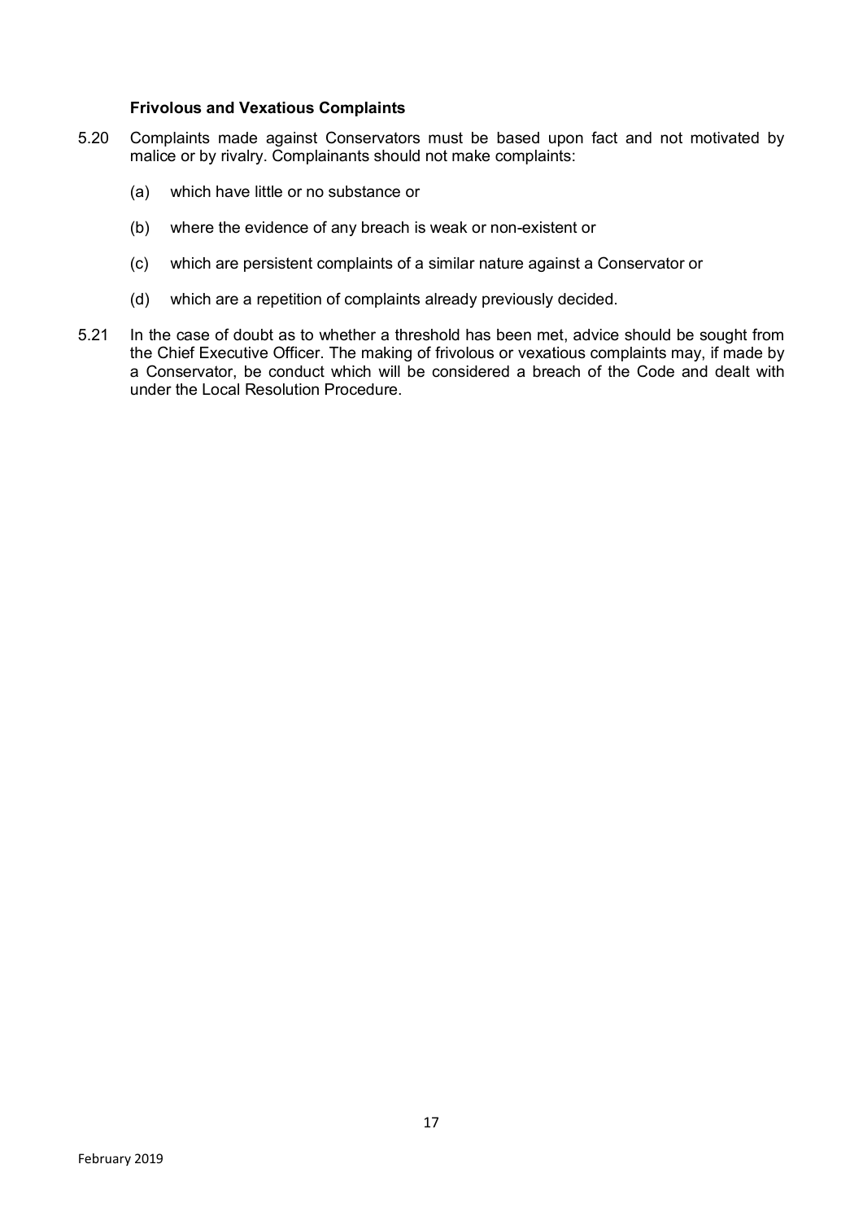### Frivolous and Vexatious Complaints

5.20 Complaints made against Conservators must be based upon fact and not motivated by malice or by rivalry. Complainants should not make complaints:

(a) which have little or no substance or

(b) where the evidence of any breach is weak or non-existent or

(c) which are persistent complaints of a similar nature against a Conservator or

(d) which are a repetition of complaints already previously decided.

5.21 In the case of doubt as to whether a threshold has been met, advice should be sought from the Chief Executive Officer. The making of frivolous or vexatious complaints may, if made by a Conservator, be conduct which will be considered a breach of the Code and dealt with under the Local Resolution Procedure.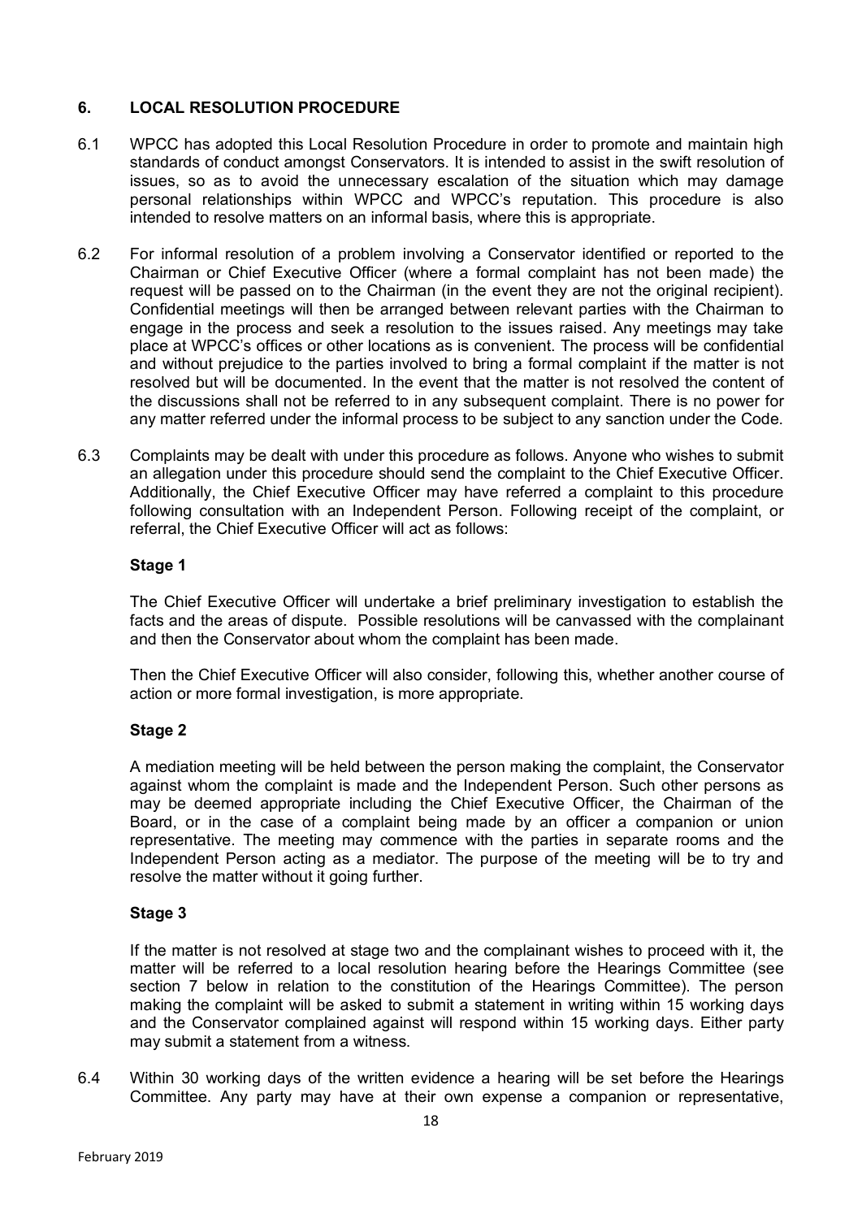## 6. LOCAL RESOLUTION PROCEDURE

6.1 WPCC has adopted this Local Resolution Procedure in order to promote and maintain high standards of conduct amongst Conservators. It is intended to assist in the swift resolution of issues, so as to avoid the unnecessary escalation of the situation which may damage personal relationships within WPCC and WPCC's reputation. This procedure is also intended to resolve matters on an informal basis, where this is appropriate.

6.2 For informal resolution of a problem involving a Conservator identified or reported to the Chairman or Chief Executive Officer (where a formal complaint has not been made) the request will be passed on to the Chairman (in the event they are not the original recipient). Confidential meetings will then be arranged between relevant parties with the Chairman to engage in the process and seek a resolution to the issues raised. Any meetings may take place at WPCC's offices or other locations as is convenient. The process will be confidential and without prejudice to the parties involved to bring a formal complaint if the matter is not resolved but will be documented. In the event that the matter is not resolved the content of the discussions shall not be referred to in any subsequent complaint. There is no power for any matter referred under the informal process to be subject to any sanction under the Code.

6.3 Complaints may be dealt with under this procedure as follows. Anyone who wishes to submit an allegation under this procedure should send the complaint to the Chief Executive Officer. Additionally, the Chief Executive Officer may have referred a complaint to this procedure following consultation with an Independent Person. Following receipt of the complaint, or referral, the Chief Executive Officer will act as follows:

**Stage 1**

The Chief Executive Officer will undertake a brief preliminary investigation to establish the facts and the areas of dispute. Possible resolutions will be canvassed with the complainant and then the Conservator about whom the complaint has been made.

Then the Chief Executive Officer will also consider, following this, whether another course of action or more formal investigation, is more appropriate.

**Stage 2**

A mediation meeting will be held between the person making the complaint, the Conservator against whom the complaint is made and the Independent Person. Such other persons as may be deemed appropriate including the Chief Executive Officer, the Chairman of the Board, or in the case of a complaint being made by an officer a companion or union representative. The meeting may commence with the parties in separate rooms and the Independent Person acting as a mediator. The purpose of the meeting will be to try and resolve the matter without it going further.

**Stage 3**

If the matter is not resolved at stage two and the complainant wishes to proceed with it, the matter will be referred to a local resolution hearing before the Hearings Committee (see section 7 below in relation to the constitution of the Hearings Committee). The person making the complaint will be asked to submit a statement in writing within 15 working days and the Conservator complained against will respond within 15 working days. Either party may submit a statement from a witness.

6.4 Within 30 working days of the written evidence a hearing will be set before the Hearings Committee. Any party may have at their own expense a companion or representative,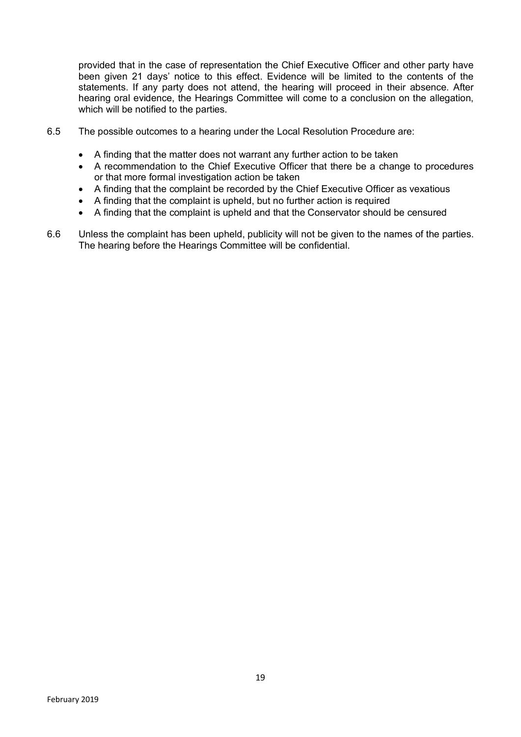provided that in the case of representation the Chief Executive Officer and other party have been given 21 days' notice to this effect. Evidence will be limited to the contents of the statements. If any party does not attend, the hearing will proceed in their absence. After hearing oral evidence, the Hearings Committee will come to a conclusion on the allegation, which will be notified to the parties.

6.5 The possible outcomes to a hearing under the Local Resolution Procedure are:

- A finding that the matter does not warrant any further action to be taken
- A recommendation to the Chief Executive Officer that there be a change to procedures or that more formal investigation action be taken
- A finding that the complaint be recorded by the Chief Executive Officer as vexatious
- A finding that the complaint is upheld, but no further action is required
- A finding that the complaint is upheld and that the Conservator should be censured

6.6 Unless the complaint has been upheld, publicity will not be given to the names of the parties. The hearing before the Hearings Committee will be confidential.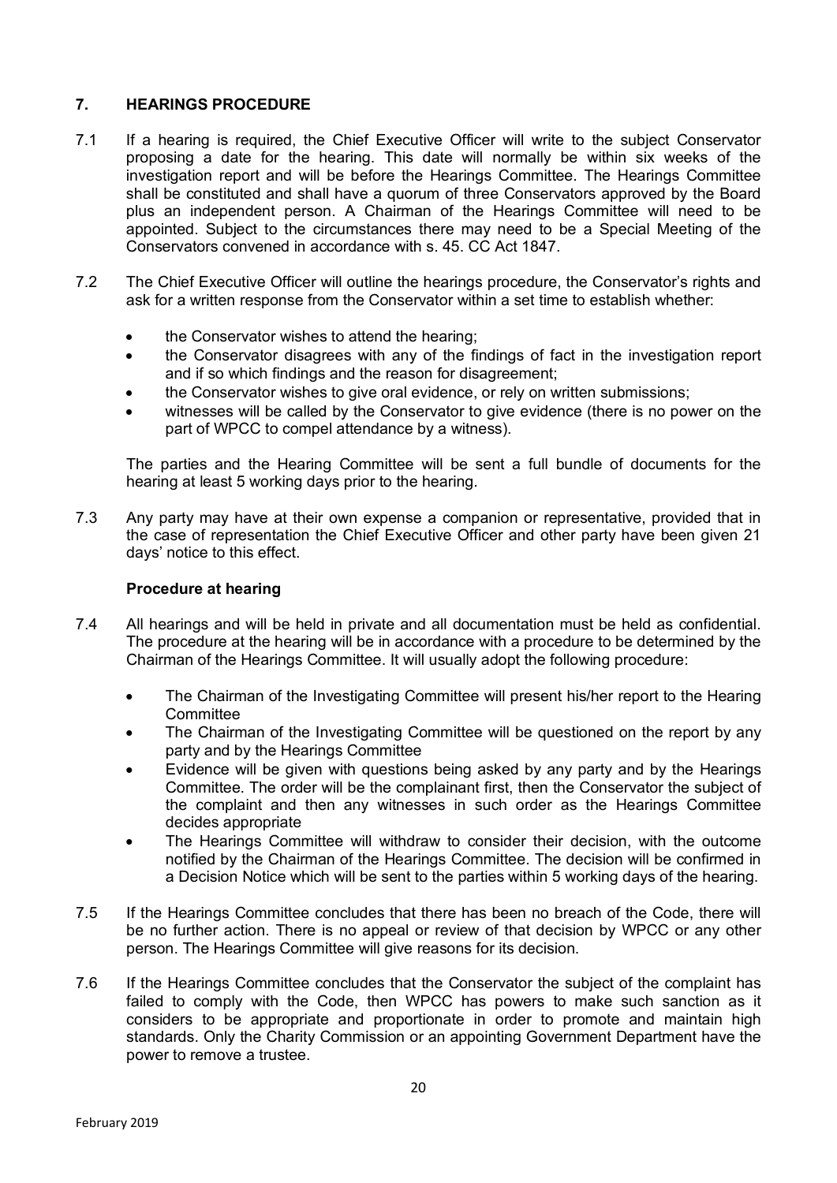## 7. HEARINGS PROCEDURE

7.1 If a hearing is required, the Chief Executive Officer will write to the subject Conservator proposing a date for the hearing. This date will normally be within six weeks of the investigation report and will be before the Hearings Committee. The Hearings Committee shall be constituted and shall have a quorum of three Conservators approved by the Board plus an independent person. A Chairman of the Hearings Committee will need to be appointed. Subject to the circumstances there may need to be a Special Meeting of the Conservators convened in accordance with s. 45. CC Act 1847.

7.2 The Chief Executive Officer will outline the hearings procedure, the Conservator's rights and ask for a written response from the Conservator within a set time to establish whether:

- the Conservator wishes to attend the hearing;
- the Conservator disagrees with any of the findings of fact in the investigation report and if so which findings and the reason for disagreement;
- the Conservator wishes to give oral evidence, or rely on written submissions;
- witnesses will be called by the Conservator to give evidence (there is no power on the part of WPCC to compel attendance by a witness).

The parties and the Hearing Committee will be sent a full bundle of documents for the hearing at least 5 working days prior to the hearing.

7.3 Any party may have at their own expense a companion or representative, provided that in the case of representation the Chief Executive Officer and other party have been given 21 days' notice to this effect.

### Procedure at hearing

7.4 All hearings and will be held in private and all documentation must be held as confidential. The procedure at the hearing will be in accordance with a procedure to be determined by the Chairman of the Hearings Committee. It will usually adopt the following procedure:

- The Chairman of the Investigating Committee will present his/her report to the Hearing Committee
- The Chairman of the Investigating Committee will be questioned on the report by any party and by the Hearings Committee
- Evidence will be given with questions being asked by any party and by the Hearings Committee. The order will be the complainant first, then the Conservator the subject of the complaint and then any witnesses in such order as the Hearings Committee decides appropriate
- The Hearings Committee will withdraw to consider their decision, with the outcome notified by the Chairman of the Hearings Committee. The decision will be confirmed in a Decision Notice which will be sent to the parties within 5 working days of the hearing.

7.5 If the Hearings Committee concludes that there has been no breach of the Code, there will be no further action. There is no appeal or review of that decision by WPCC or any other person. The Hearings Committee will give reasons for its decision.

7.6 If the Hearings Committee concludes that the Conservator the subject of the complaint has failed to comply with the Code, then WPCC has powers to make such sanction as it considers to be appropriate and proportionate in order to promote and maintain high standards. Only the Charity Commission or an appointing Government Department have the power to remove a trustee.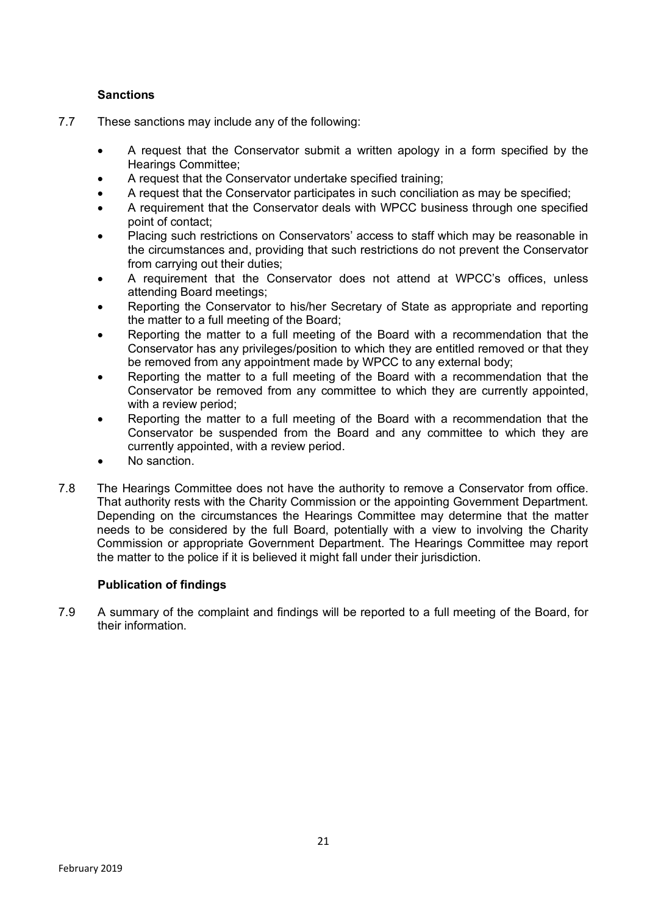**Sanctions**

7.7 These sanctions may include any of the following:

- A request that the Conservator submit a written apology in a form specified by the Hearings Committee;
- A request that the Conservator undertake specified training;
- A request that the Conservator participates in such conciliation as may be specified;
- A requirement that the Conservator deals with WPCC business through one specified point of contact;
- Placing such restrictions on Conservators' access to staff which may be reasonable in the circumstances and, providing that such restrictions do not prevent the Conservator from carrying out their duties;
- A requirement that the Conservator does not attend at WPCC's offices, unless attending Board meetings;
- Reporting the Conservator to his/her Secretary of State as appropriate and reporting the matter to a full meeting of the Board;
- Reporting the matter to a full meeting of the Board with a recommendation that the Conservator has any privileges/position to which they are entitled removed or that they be removed from any appointment made by WPCC to any external body;
- Reporting the matter to a full meeting of the Board with a recommendation that the Conservator be removed from any committee to which they are currently appointed, with a review period;
- Reporting the matter to a full meeting of the Board with a recommendation that the Conservator be suspended from the Board and any committee to which they are currently appointed, with a review period.
- No sanction.

7.8 The Hearings Committee does not have the authority to remove a Conservator from office. That authority rests with the Charity Commission or the appointing Government Department. Depending on the circumstances the Hearings Committee may determine that the matter needs to be considered by the full Board, potentially with a view to involving the Charity Commission or appropriate Government Department. The Hearings Committee may report the matter to the police if it is believed it might fall under their jurisdiction.

**Publication of findings**

7.9 A summary of the complaint and findings will be reported to a full meeting of the Board, for their information.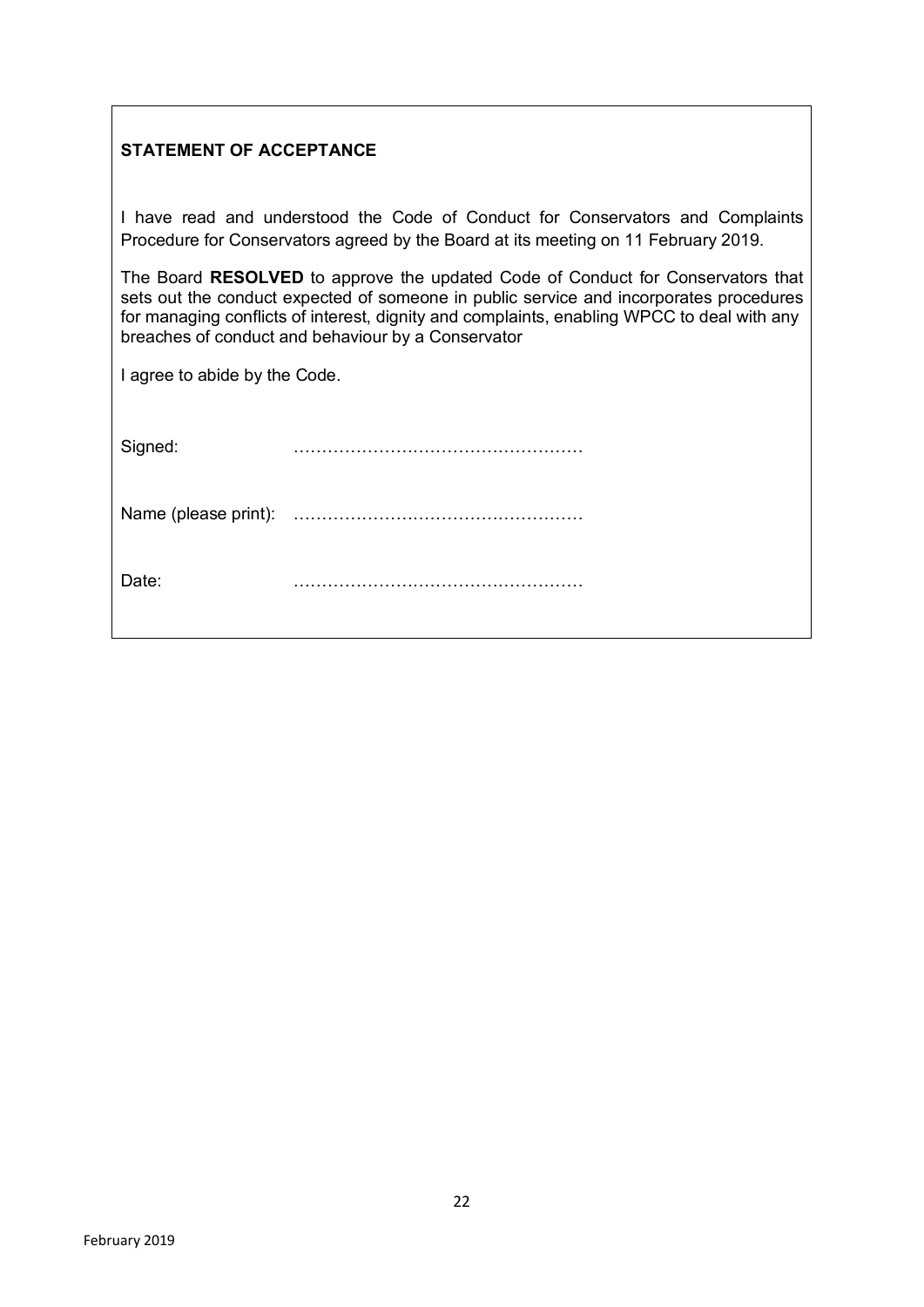## STATEMENT OF ACCEPTANCE

I have read and understood the Code of Conduct for Conservators and Complaints Procedure for Conservators agreed by the Board at its meeting on 11 February 2019.

The Board **RESOLVED** to approve the updated Code of Conduct for Conservators that sets out the conduct expected of someone in public service and incorporates procedures for managing conflicts of interest, dignity and complaints, enabling WPCC to deal with any breaches of conduct and behaviour by a Conservator

I agree to abide by the Code.

Signed: ……………………………………………

Name (please print): ……………………………………………

Date: ……………………………………………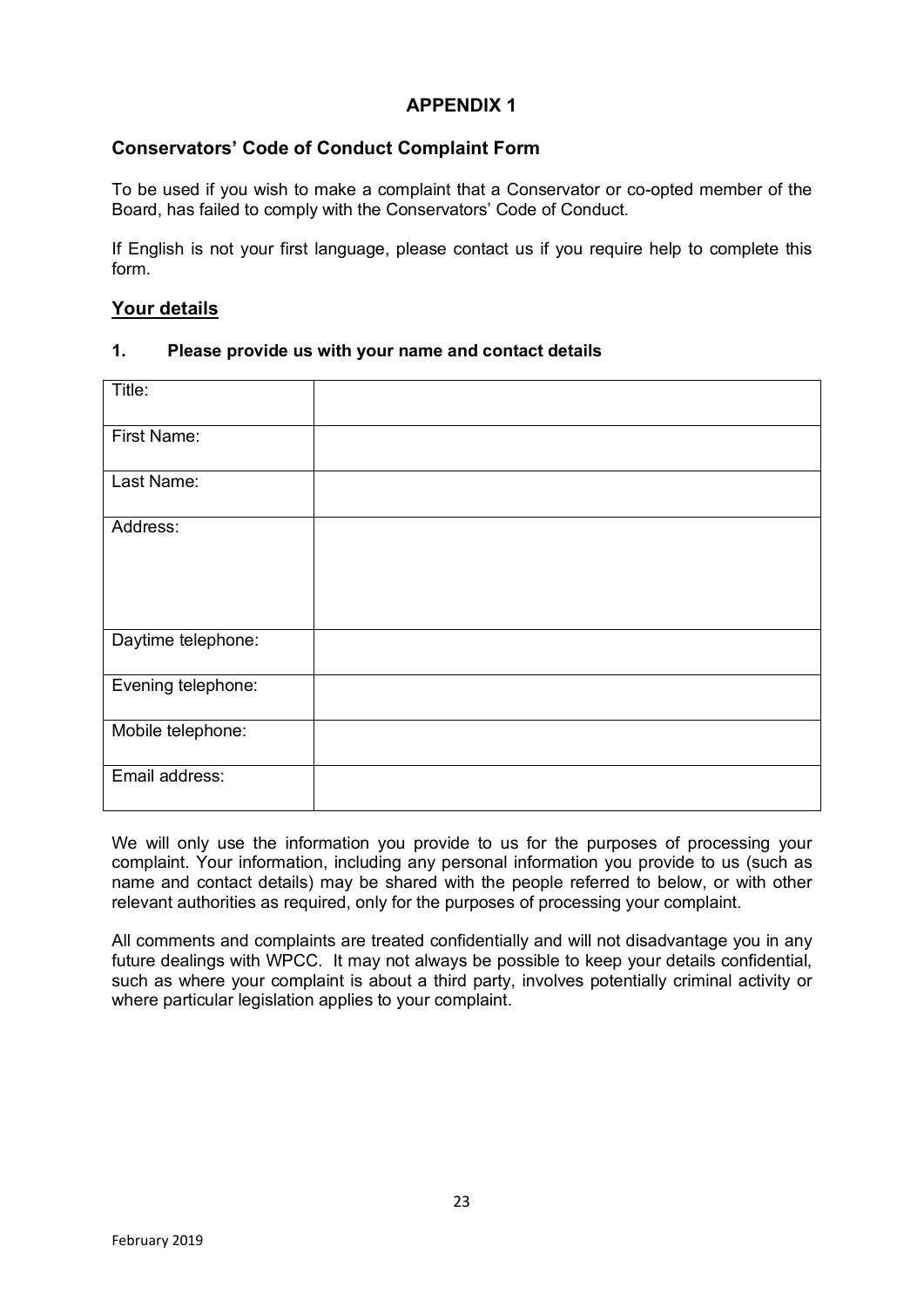# APPENDIX 1

## Conservators' Code of Conduct Complaint Form

To be used if you wish to make a complaint that a Conservator or co-opted member of the Board, has failed to comply with the Conservators' Code of Conduct.

If English is not your first language, please contact us if you require help to complete this form.

### Your details

**1. Please provide us with your name and contact details**

| | |
|---|---|
| Title: | |
| First Name: | |
| Last Name: | |
| Address: | |
| Daytime telephone: | |
| Evening telephone: | |
| Mobile telephone: | |
| Email address: | |

We will only use the information you provide to us for the purposes of processing your complaint. Your information, including any personal information you provide to us (such as name and contact details) may be shared with the people referred to below, or with other relevant authorities as required, only for the purposes of processing your complaint.

All comments and complaints are treated confidentially and will not disadvantage you in any future dealings with WPCC. It may not always be possible to keep your details confidential, such as where your complaint is about a third party, involves potentially criminal activity or where particular legislation applies to your complaint.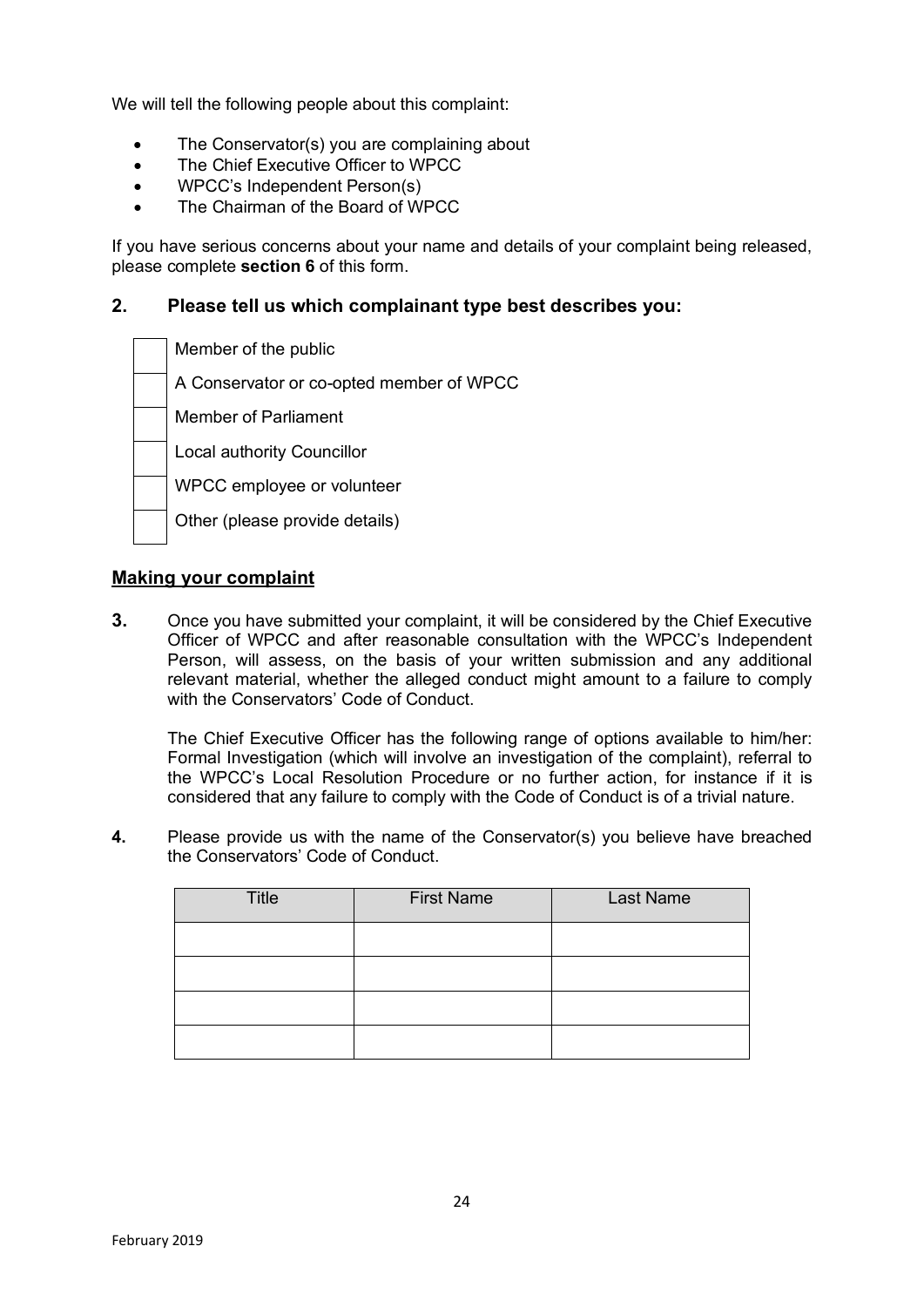We will tell the following people about this complaint:

- The Conservator(s) you are complaining about
- The Chief Executive Officer to WPCC
- WPCC's Independent Person(s)
- The Chairman of the Board of WPCC

If you have serious concerns about your name and details of your complaint being released, please complete **section 6** of this form.

## 2. Please tell us which complainant type best describes you:

- ☐ Member of the public
- ☐ A Conservator or co-opted member of WPCC
- ☐ Member of Parliament
- ☐ Local authority Councillor
- ☐ WPCC employee or volunteer
- ☐ Other (please provide details)

## Making your complaint

**3.** Once you have submitted your complaint, it will be considered by the Chief Executive Officer of WPCC and after reasonable consultation with the WPCC's Independent Person, will assess, on the basis of your written submission and any additional relevant material, whether the alleged conduct might amount to a failure to comply with the Conservators' Code of Conduct.

The Chief Executive Officer has the following range of options available to him/her: Formal Investigation (which will involve an investigation of the complaint), referral to the WPCC's Local Resolution Procedure or no further action, for instance if it is considered that any failure to comply with the Code of Conduct is of a trivial nature.

**4.** Please provide us with the name of the Conservator(s) you believe have breached the Conservators' Code of Conduct.

| Title | First Name | Last Name |
|---|---|---|
| | | |
| | | |
| | | |
| | | |

February 2019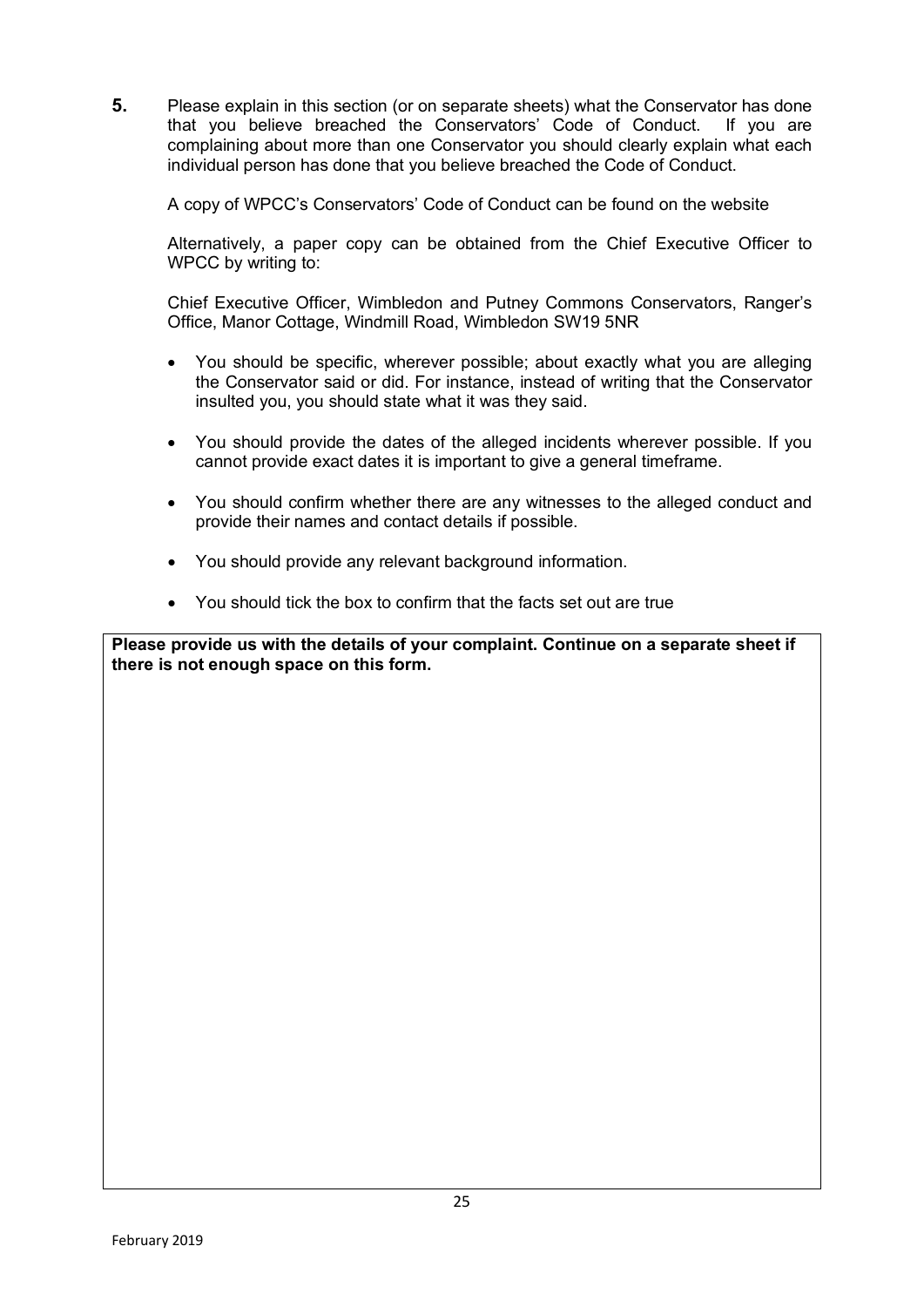**5.** Please explain in this section (or on separate sheets) what the Conservator has done that you believe breached the Conservators' Code of Conduct. If you are complaining about more than one Conservator you should clearly explain what each individual person has done that you believe breached the Code of Conduct.

A copy of WPCC's Conservators' Code of Conduct can be found on the website

Alternatively, a paper copy can be obtained from the Chief Executive Officer to WPCC by writing to:

Chief Executive Officer, Wimbledon and Putney Commons Conservators, Ranger's Office, Manor Cottage, Windmill Road, Wimbledon SW19 5NR

- You should be specific, wherever possible; about exactly what you are alleging the Conservator said or did. For instance, instead of writing that the Conservator insulted you, you should state what it was they said.
- You should provide the dates of the alleged incidents wherever possible. If you cannot provide exact dates it is important to give a general timeframe.
- You should confirm whether there are any witnesses to the alleged conduct and provide their names and contact details if possible.
- You should provide any relevant background information.
- You should tick the box to confirm that the facts set out are true

| **Please provide us with the details of your complaint. Continue on a separate sheet if there is not enough space on this form.** |
|---|
| |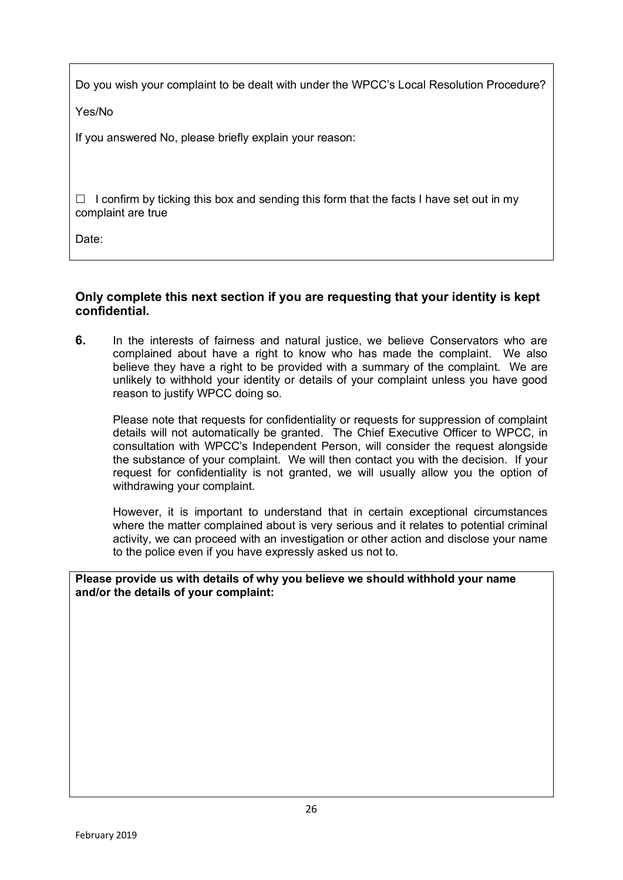Do you wish your complaint to be dealt with under the WPCC's Local Resolution Procedure?

Yes/No

If you answered No, please briefly explain your reason:

☐ I confirm by ticking this box and sending this form that the facts I have set out in my complaint are true

Date:

**Only complete this next section if you are requesting that your identity is kept confidential.**

**6.** In the interests of fairness and natural justice, we believe Conservators who are complained about have a right to know who has made the complaint. We also believe they have a right to be provided with a summary of the complaint. We are unlikely to withhold your identity or details of your complaint unless you have good reason to justify WPCC doing so.

Please note that requests for confidentiality or requests for suppression of complaint details will not automatically be granted. The Chief Executive Officer to WPCC, in consultation with WPCC's Independent Person, will consider the request alongside the substance of your complaint. We will then contact you with the decision. If your request for confidentiality is not granted, we will usually allow you the option of withdrawing your complaint.

However, it is important to understand that in certain exceptional circumstances where the matter complained about is very serious and it relates to potential criminal activity, we can proceed with an investigation or other action and disclose your name to the police even if you have expressly asked us not to.

**Please provide us with details of why you believe we should withhold your name and/or the details of your complaint:**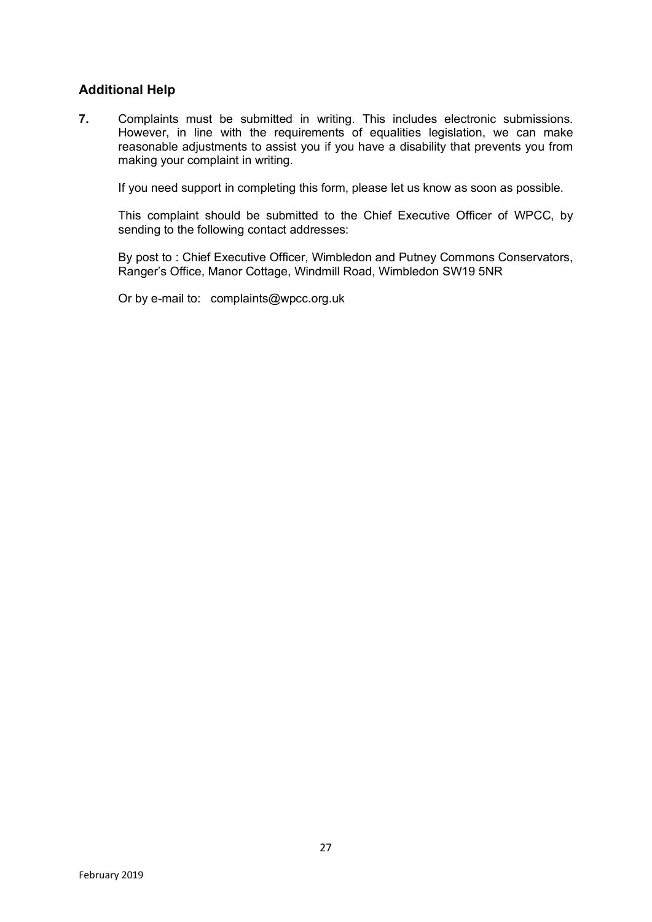## Additional Help

**7.** Complaints must be submitted in writing. This includes electronic submissions. However, in line with the requirements of equalities legislation, we can make reasonable adjustments to assist you if you have a disability that prevents you from making your complaint in writing.

If you need support in completing this form, please let us know as soon as possible.

This complaint should be submitted to the Chief Executive Officer of WPCC, by sending to the following contact addresses:

By post to : Chief Executive Officer, Wimbledon and Putney Commons Conservators, Ranger's Office, Manor Cottage, Windmill Road, Wimbledon SW19 5NR

Or by e-mail to: complaints@wpcc.org.uk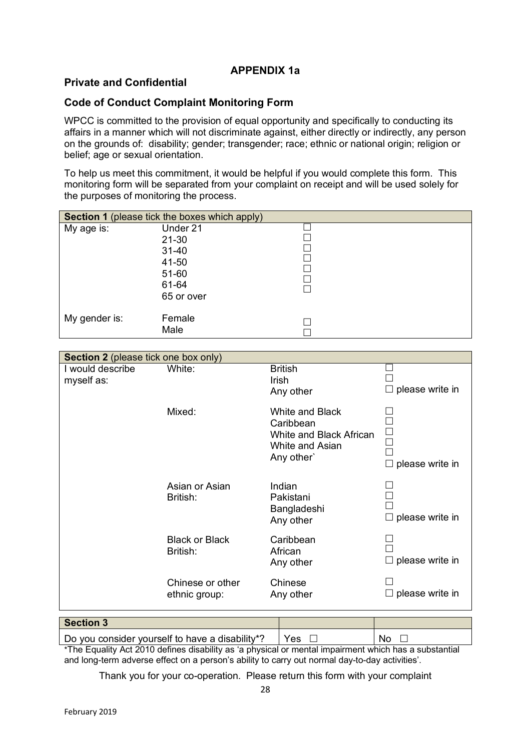## APPENDIX 1a

**Private and Confidential**

### Code of Conduct Complaint Monitoring Form

WPCC is committed to the provision of equal opportunity and specifically to conducting its affairs in a manner which will not discriminate against, either directly or indirectly, any person on the grounds of: disability; gender; transgender; race; ethnic or national origin; religion or belief; age or sexual orientation.

To help us meet this commitment, it would be helpful if you would complete this form. This monitoring form will be separated from your complaint on receipt and will be used solely for the purposes of monitoring the process.

| **Section 1** (please tick the boxes which apply) | | |
|---|---|---|
| My age is: | Under 21 | ☐ |
| | 21-30 | ☐ |
| | 31-40 | ☐ |
| | 41-50 | ☐ |
| | 51-60 | ☐ |
| | 61-64 | ☐ |
| | 65 or over | ☐ |
| My gender is: | Female | ☐ |
| | Male | ☐ |

| **Section 2** (please tick one box only) | | | |
|---|---|---|---|
| I would describe myself as: | White: | British | ☐ |
| | | Irish | ☐ |
| | | Any other | ☐ please write in |
| | Mixed: | White and Black Caribbean | ☐ |
| | | White and Black African | ☐ |
| | | White and Asian | ☐ |
| | | Any other` | ☐ |
| | | | ☐ please write in |
| | Asian or Asian British: | Indian | ☐ |
| | | Pakistani | ☐ |
| | | Bangladeshi | ☐ |
| | | Any other | ☐ please write in |
| | Black or Black British: | Caribbean | ☐ |
| | | African | ☐ |
| | | Any other | ☐ please write in |
| | Chinese or other ethnic group: | Chinese | ☐ |
| | | Any other | ☐ please write in |

| **Section 3** | | |
|---|---|---|
| Do you consider yourself to have a disability*? | Yes ☐ | No ☐ |

*The Equality Act 2010 defines disability as 'a physical or mental impairment which has a substantial and long-term adverse effect on a person's ability to carry out normal day-to-day activities'.

Thank you for your co-operation. Please return this form with your complaint

February 2019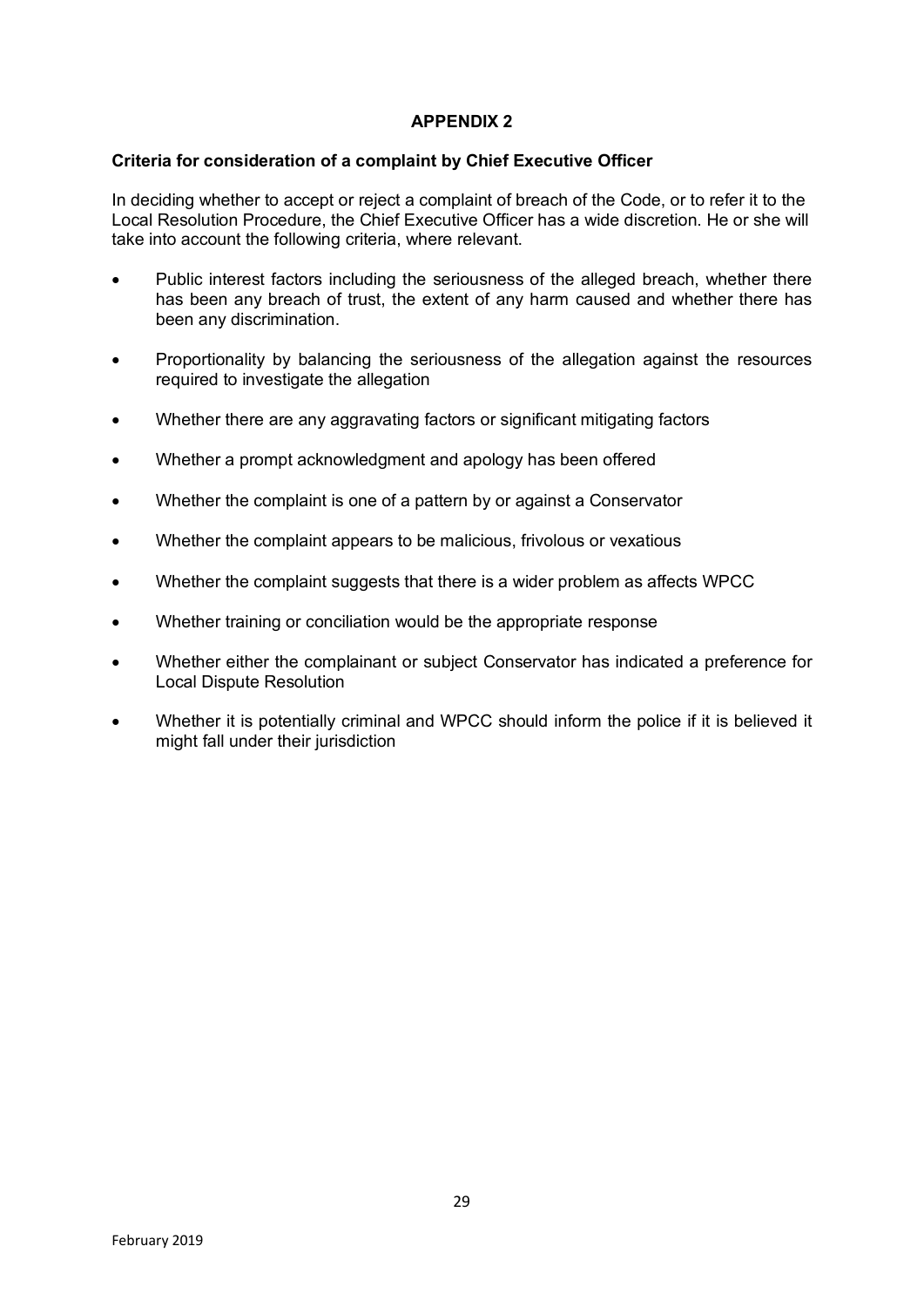## APPENDIX 2

**Criteria for consideration of a complaint by Chief Executive Officer**

In deciding whether to accept or reject a complaint of breach of the Code, or to refer it to the Local Resolution Procedure, the Chief Executive Officer has a wide discretion. He or she will take into account the following criteria, where relevant.

- Public interest factors including the seriousness of the alleged breach, whether there has been any breach of trust, the extent of any harm caused and whether there has been any discrimination.
- Proportionality by balancing the seriousness of the allegation against the resources required to investigate the allegation
- Whether there are any aggravating factors or significant mitigating factors
- Whether a prompt acknowledgment and apology has been offered
- Whether the complaint is one of a pattern by or against a Conservator
- Whether the complaint appears to be malicious, frivolous or vexatious
- Whether the complaint suggests that there is a wider problem as affects WPCC
- Whether training or conciliation would be the appropriate response
- Whether either the complainant or subject Conservator has indicated a preference for Local Dispute Resolution
- Whether it is potentially criminal and WPCC should inform the police if it is believed it might fall under their jurisdiction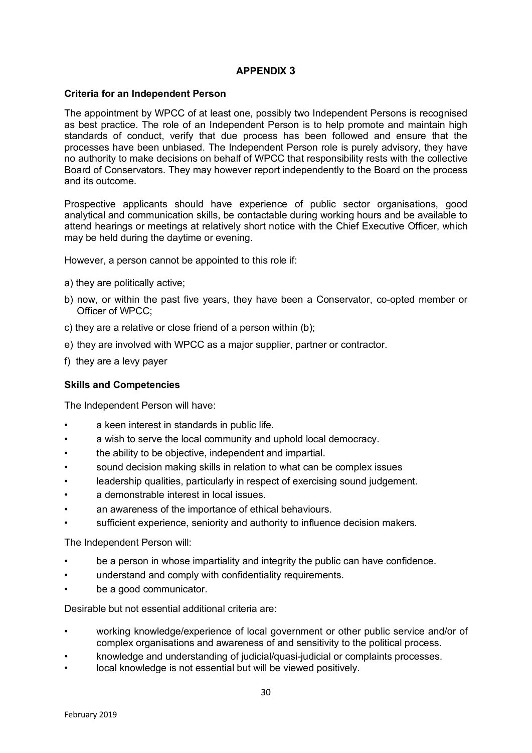## APPENDIX 3

**Criteria for an Independent Person**

The appointment by WPCC of at least one, possibly two Independent Persons is recognised as best practice. The role of an Independent Person is to help promote and maintain high standards of conduct, verify that due process has been followed and ensure that the processes have been unbiased. The Independent Person role is purely advisory, they have no authority to make decisions on behalf of WPCC that responsibility rests with the collective Board of Conservators. They may however report independently to the Board on the process and its outcome.

Prospective applicants should have experience of public sector organisations, good analytical and communication skills, be contactable during working hours and be available to attend hearings or meetings at relatively short notice with the Chief Executive Officer, which may be held during the daytime or evening.

However, a person cannot be appointed to this role if:

a) they are politically active;

b) now, or within the past five years, they have been a Conservator, co-opted member or Officer of WPCC;

c) they are a relative or close friend of a person within (b);

e) they are involved with WPCC as a major supplier, partner or contractor.

f) they are a levy payer

**Skills and Competencies**

The Independent Person will have:

- a keen interest in standards in public life.
- a wish to serve the local community and uphold local democracy.
- the ability to be objective, independent and impartial.
- sound decision making skills in relation to what can be complex issues
- leadership qualities, particularly in respect of exercising sound judgement.
- a demonstrable interest in local issues.
- an awareness of the importance of ethical behaviours.
- sufficient experience, seniority and authority to influence decision makers.

The Independent Person will:

- be a person in whose impartiality and integrity the public can have confidence.
- understand and comply with confidentiality requirements.
- be a good communicator.

Desirable but not essential additional criteria are:

- working knowledge/experience of local government or other public service and/or of complex organisations and awareness of and sensitivity to the political process.
- knowledge and understanding of judicial/quasi-judicial or complaints processes.
- local knowledge is not essential but will be viewed positively.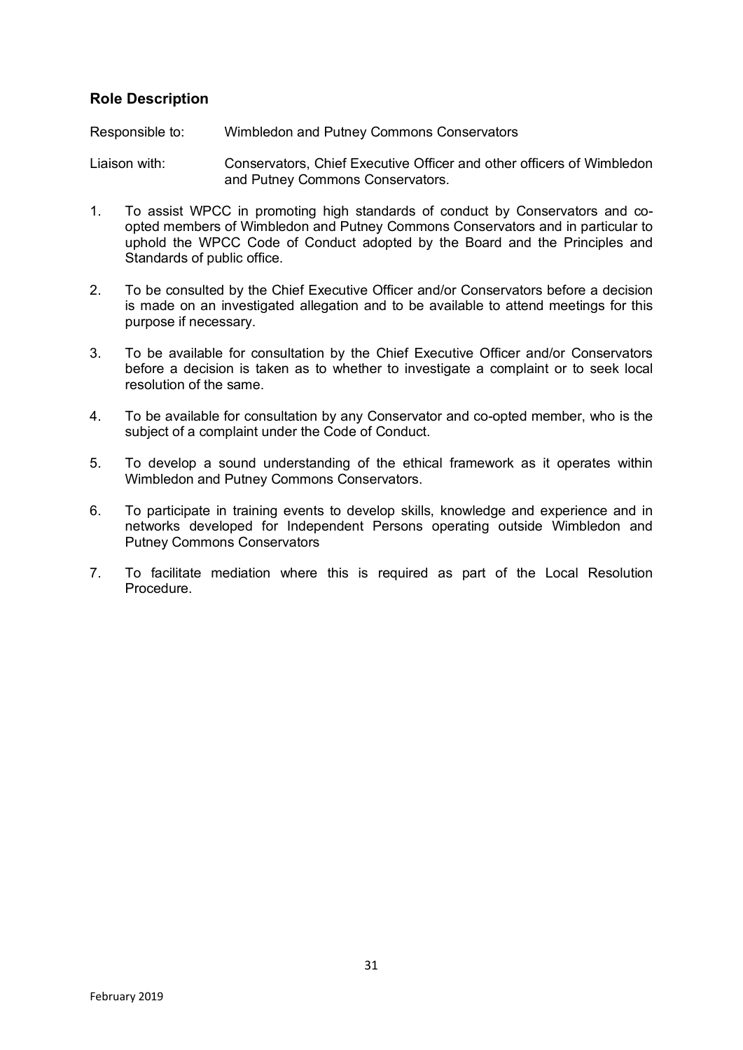## Role Description

Responsible to: Wimbledon and Putney Commons Conservators

Liaison with: Conservators, Chief Executive Officer and other officers of Wimbledon and Putney Commons Conservators.

1. To assist WPCC in promoting high standards of conduct by Conservators and co-opted members of Wimbledon and Putney Commons Conservators and in particular to uphold the WPCC Code of Conduct adopted by the Board and the Principles and Standards of public office.

2. To be consulted by the Chief Executive Officer and/or Conservators before a decision is made on an investigated allegation and to be available to attend meetings for this purpose if necessary.

3. To be available for consultation by the Chief Executive Officer and/or Conservators before a decision is taken as to whether to investigate a complaint or to seek local resolution of the same.

4. To be available for consultation by any Conservator and co-opted member, who is the subject of a complaint under the Code of Conduct.

5. To develop a sound understanding of the ethical framework as it operates within Wimbledon and Putney Commons Conservators.

6. To participate in training events to develop skills, knowledge and experience and in networks developed for Independent Persons operating outside Wimbledon and Putney Commons Conservators

7. To facilitate mediation where this is required as part of the Local Resolution Procedure.